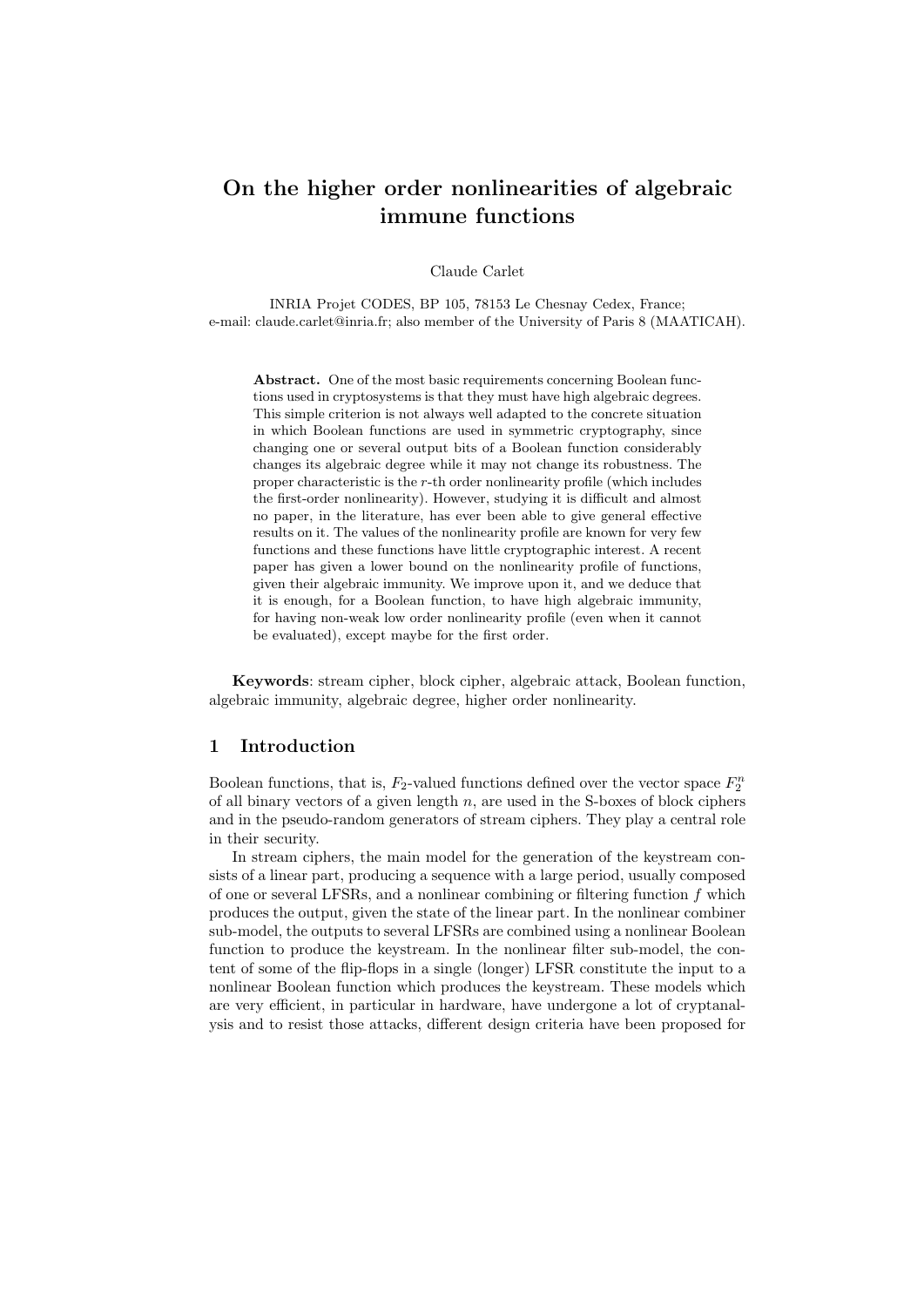# On the higher order nonlinearities of algebraic immune functions

Claude Carlet

INRIA Projet CODES, BP 105, 78153 Le Chesnay Cedex, France;
e-mail: claude.carlet@inria.fr; also member of the University of Paris 8 (MAATICAH).

**Abstract.** One of the most basic requirements concerning Boolean functions used in cryptosystems is that they must have high algebraic degrees. This simple criterion is not always well adapted to the concrete situation in which Boolean functions are used in symmetric cryptography, since changing one or several output bits of a Boolean function considerably changes its algebraic degree while it may not change its robustness. The proper characteristic is the $r$-th order nonlinearity profile (which includes the first-order nonlinearity). However, studying it is difficult and almost no paper, in the literature, has ever been able to give general effective results on it. The values of the nonlinearity profile are known for very few functions and these functions have little cryptographic interest. A recent paper has given a lower bound on the nonlinearity profile of functions, given their algebraic immunity. We improve upon it, and we deduce that it is enough, for a Boolean function, to have high algebraic immunity, for having non-weak low order nonlinearity profile (even when it cannot be evaluated), except maybe for the first order.

**Keywords**: stream cipher, block cipher, algebraic attack, Boolean function, algebraic immunity, algebraic degree, higher order nonlinearity.

## 1 Introduction

Boolean functions, that is, $F_2$-valued functions defined over the vector space $F_2^n$ of all binary vectors of a given length $n$, are used in the S-boxes of block ciphers and in the pseudo-random generators of stream ciphers. They play a central role in their security.

In stream ciphers, the main model for the generation of the keystream consists of a linear part, producing a sequence with a large period, usually composed of one or several LFSRs, and a nonlinear combining or filtering function $f$ which produces the output, given the state of the linear part. In the nonlinear combiner sub-model, the outputs to several LFSRs are combined using a nonlinear Boolean function to produce the keystream. In the nonlinear filter sub-model, the content of some of the flip-flops in a single (longer) LFSR constitute the input to a nonlinear Boolean function which produces the keystream. These models which are very efficient, in particular in hardware, have undergone a lot of cryptanalysis and to resist those attacks, different design criteria have been proposed for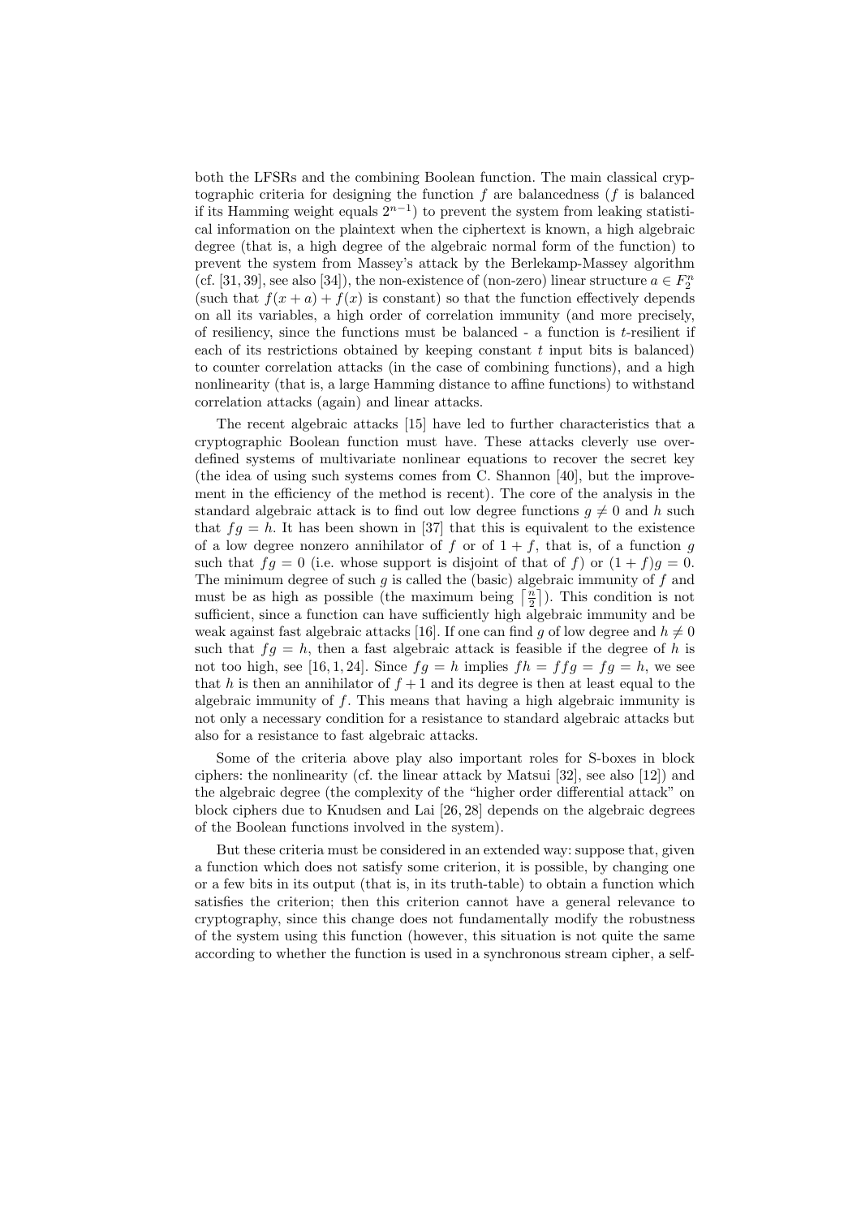both the LFSRs and the combining Boolean function. The main classical cryptographic criteria for designing the function $f$ are balancedness ($f$ is balanced if its Hamming weight equals $2^{n-1}$) to prevent the system from leaking statistical information on the plaintext when the ciphertext is known, a high algebraic degree (that is, a high degree of the algebraic normal form of the function) to prevent the system from Massey's attack by the Berlekamp-Massey algorithm (cf. [31, 39], see also [34]), the non-existence of (non-zero) linear structure $a \in F_2^n$ (such that $f(x+a)+f(x)$ is constant) so that the function effectively depends on all its variables, a high order of correlation immunity (and more precisely, of resiliency, since the functions must be balanced - a function is $t$-resilient if each of its restrictions obtained by keeping constant $t$ input bits is balanced) to counter correlation attacks (in the case of combining functions), and a high nonlinearity (that is, a large Hamming distance to affine functions) to withstand correlation attacks (again) and linear attacks.

The recent algebraic attacks [15] have led to further characteristics that a cryptographic Boolean function must have. These attacks cleverly use over-defined systems of multivariate nonlinear equations to recover the secret key (the idea of using such systems comes from C. Shannon [40], but the improvement in the efficiency of the method is recent). The core of the analysis in the standard algebraic attack is to find out low degree functions $g \neq 0$ and $h$ such that $fg = h$. It has been shown in [37] that this is equivalent to the existence of a low degree nonzero annihilator of $f$ or of $1+f$, that is, of a function $g$ such that $fg = 0$ (i.e. whose support is disjoint of that of $f$) or $(1+f)g = 0$. The minimum degree of such $g$ is called the (basic) algebraic immunity of $f$ and must be as high as possible (the maximum being $\lceil \frac{n}{2} \rceil$). This condition is not sufficient, since a function can have sufficiently high algebraic immunity and be weak against fast algebraic attacks [16]. If one can find $g$ of low degree and $h \neq 0$ such that $fg = h$, then a fast algebraic attack is feasible if the degree of $h$ is not too high, see [16, 1, 24]. Since $fg = h$ implies $fh = ffg = fg = h$, we see that $h$ is then an annihilator of $f+1$ and its degree is then at least equal to the algebraic immunity of $f$. This means that having a high algebraic immunity is not only a necessary condition for a resistance to standard algebraic attacks but also for a resistance to fast algebraic attacks.

Some of the criteria above play also important roles for S-boxes in block ciphers: the nonlinearity (cf. the linear attack by Matsui [32], see also [12]) and the algebraic degree (the complexity of the "higher order differential attack" on block ciphers due to Knudsen and Lai [26, 28] depends on the algebraic degrees of the Boolean functions involved in the system).

But these criteria must be considered in an extended way: suppose that, given a function which does not satisfy some criterion, it is possible, by changing one or a few bits in its output (that is, in its truth-table) to obtain a function which satisfies the criterion; then this criterion cannot have a general relevance to cryptography, since this change does not fundamentally modify the robustness of the system using this function (however, this situation is not quite the same according to whether the function is used in a synchronous stream cipher, a self-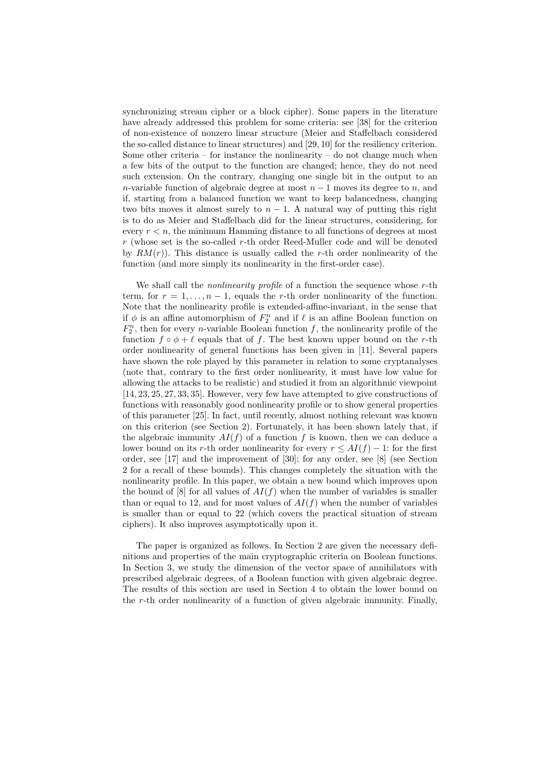synchronizing stream cipher or a block cipher). Some papers in the literature have already addressed this problem for some criteria: see [38] for the criterion of non-existence of nonzero linear structure (Meier and Staffelbach considered the so-called distance to linear structures) and [29, 10] for the resiliency criterion. Some other criteria – for instance the nonlinearity – do not change much when a few bits of the output to the function are changed; hence, they do not need such extension. On the contrary, changing one single bit in the output to an $n$-variable function of algebraic degree at most $n-1$ moves its degree to $n$, and if, starting from a balanced function we want to keep balancedness, changing two bits moves it almost surely to $n-1$. A natural way of putting this right is to do as Meier and Staffelbach did for the linear structures, considering, for every $r < n$, the minimum Hamming distance to all functions of degrees at most $r$ (whose set is the so-called $r$-th order Reed-Muller code and will be denoted by $RM(r)$). This distance is usually called the $r$-th order nonlinearity of the function (and more simply its nonlinearity in the first-order case).

We shall call the *nonlinearity profile* of a function the sequence whose $r$-th term, for $r = 1, \ldots, n-1$, equals the $r$-th order nonlinearity of the function. Note that the nonlinearity profile is extended-affine-invariant, in the sense that if $\phi$ is an affine automorphism of $F_2^n$ and if $\ell$ is an affine Boolean function on $F_2^n$, then for every $n$-variable Boolean function $f$, the nonlinearity profile of the function $f \circ \phi + \ell$ equals that of $f$. The best known upper bound on the $r$-th order nonlinearity of general functions has been given in [11]. Several papers have shown the role played by this parameter in relation to some cryptanalyses (note that, contrary to the first order nonlinearity, it must have low value for allowing the attacks to be realistic) and studied it from an algorithmic viewpoint [14, 23, 25, 27, 33, 35]. However, very few have attempted to give constructions of functions with reasonably good nonlinearity profile or to show general properties of this parameter [25]. In fact, until recently, almost nothing relevant was known on this criterion (see Section 2). Fortunately, it has been shown lately that, if the algebraic immunity $AI(f)$ of a function $f$ is known, then we can deduce a lower bound on its $r$-th order nonlinearity for every $r \leq AI(f) - 1$: for the first order, see [17] and the improvement of [30]; for any order, see [8] (see Section 2 for a recall of these bounds). This changes completely the situation with the nonlinearity profile. In this paper, we obtain a new bound which improves upon the bound of [8] for all values of $AI(f)$ when the number of variables is smaller than or equal to 12, and for most values of $AI(f)$ when the number of variables is smaller than or equal to 22 (which covers the practical situation of stream ciphers). It also improves asymptotically upon it.

The paper is organized as follows. In Section 2 are given the necessary definitions and properties of the main cryptographic criteria on Boolean functions. In Section 3, we study the dimension of the vector space of annihilators with prescribed algebraic degrees, of a Boolean function with given algebraic degree. The results of this section are used in Section 4 to obtain the lower bound on the $r$-th order nonlinearity of a function of given algebraic immunity. Finally,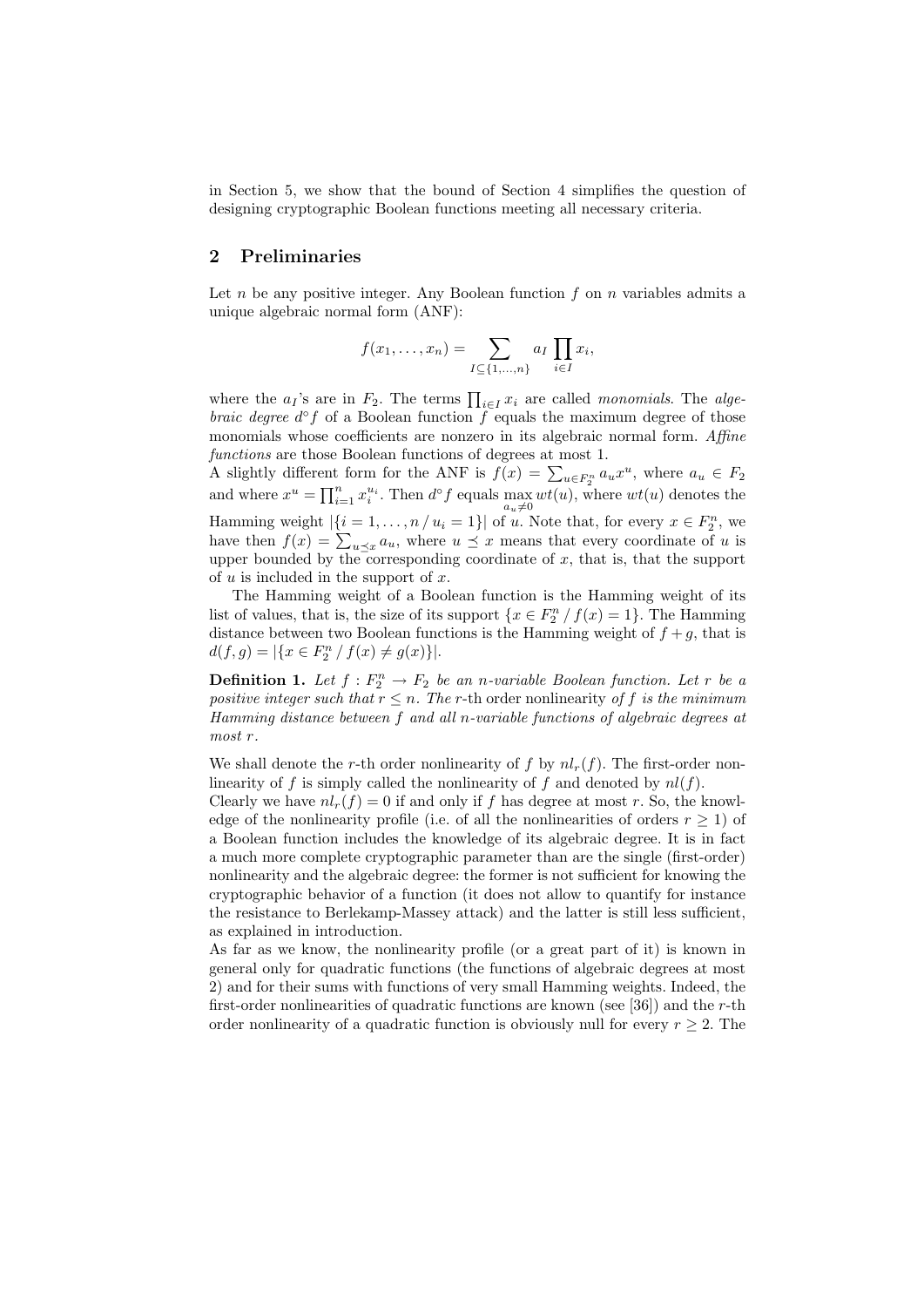in Section 5, we show that the bound of Section 4 simplifies the question of designing cryptographic Boolean functions meeting all necessary criteria.

## 2 Preliminaries

Let $n$ be any positive integer. Any Boolean function $f$ on $n$ variables admits a unique algebraic normal form (ANF):

$$f(x_1,\ldots,x_n) = \sum_{I\subseteq\{1,\ldots,n\}} a_I \prod_{i\in I} x_i,$$

where the $a_I$'s are in $F_2$. The terms $\prod_{i\in I} x_i$ are called *monomials*. The *algebraic degree* $d^\circ f$ of a Boolean function $f$ equals the maximum degree of those monomials whose coefficients are nonzero in its algebraic normal form. *Affine functions* are those Boolean functions of degrees at most 1.
A slightly different form for the ANF is $f(x) = \sum_{u\in F_2^n} a_u x^u$, where $a_u \in F_2$ and where $x^u = \prod_{i=1}^n x_i^{u_i}$. Then $d^\circ f$ equals $\max_{a_u\neq 0} wt(u)$, where $wt(u)$ denotes the Hamming weight $|\{i=1,\ldots,n \,/\, u_i = 1\}|$ of $u$. Note that, for every $x\in F_2^n$, we have then $f(x) = \sum_{u\preceq x} a_u$, where $u \preceq x$ means that every coordinate of $u$ is upper bounded by the corresponding coordinate of $x$, that is, that the support of $u$ is included in the support of $x$.

The Hamming weight of a Boolean function is the Hamming weight of its list of values, that is, the size of its support $\{x\in F_2^n \,/\, f(x) = 1\}$. The Hamming distance between two Boolean functions is the Hamming weight of $f+g$, that is $d(f,g) = |\{x \in F_2^n \,/\, f(x) \neq g(x)\}|$.

**Definition 1.** *Let $f : F_2^n \to F_2$ be an $n$-variable Boolean function. Let $r$ be a positive integer such that $r \leq n$. The* $r$-th order nonlinearity *of $f$ is the minimum Hamming distance between $f$ and all $n$-variable functions of algebraic degrees at most $r$.*

We shall denote the $r$-th order nonlinearity of $f$ by $nl_r(f)$. The first-order nonlinearity of $f$ is simply called the nonlinearity of $f$ and denoted by $nl(f)$.
Clearly we have $nl_r(f) = 0$ if and only if $f$ has degree at most $r$. So, the knowledge of the nonlinearity profile (i.e. of all the nonlinearities of orders $r \geq 1$) of a Boolean function includes the knowledge of its algebraic degree. It is in fact a much more complete cryptographic parameter than are the single (first-order) nonlinearity and the algebraic degree: the former is not sufficient for knowing the cryptographic behavior of a function (it does not allow to quantify for instance the resistance to Berlekamp-Massey attack) and the latter is still less sufficient, as explained in introduction.
As far as we know, the nonlinearity profile (or a great part of it) is known in general only for quadratic functions (the functions of algebraic degrees at most 2) and for their sums with functions of very small Hamming weights. Indeed, the first-order nonlinearities of quadratic functions are known (see [36]) and the $r$-th order nonlinearity of a quadratic function is obviously null for every $r \geq 2$. The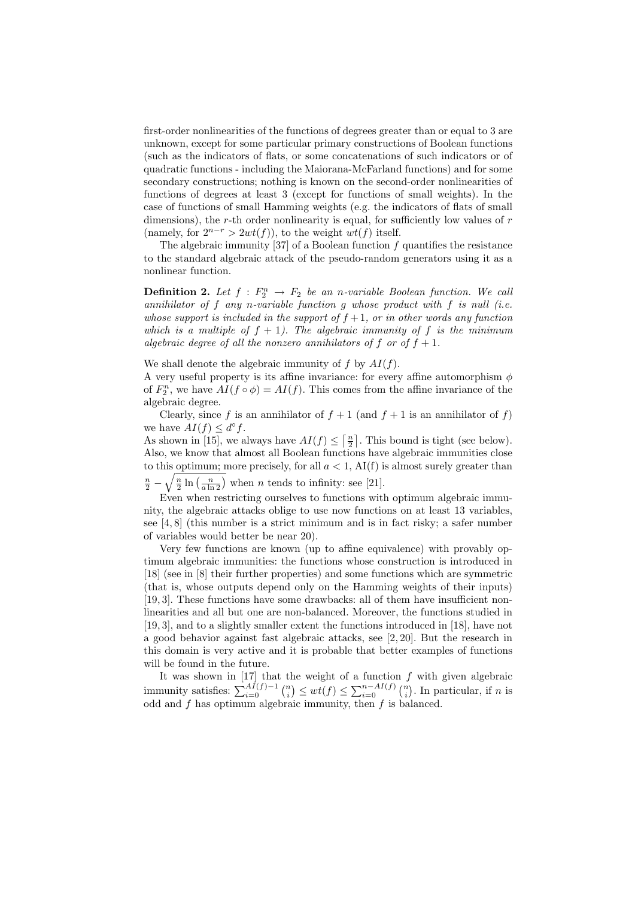first-order nonlinearities of the functions of degrees greater than or equal to 3 are unknown, except for some particular primary constructions of Boolean functions (such as the indicators of flats, or some concatenations of such indicators or of quadratic functions - including the Maiorana-McFarland functions) and for some secondary constructions; nothing is known on the second-order nonlinearities of functions of degrees at least 3 (except for functions of small weights). In the case of functions of small Hamming weights (e.g. the indicators of flats of small dimensions), the $r$-th order nonlinearity is equal, for sufficiently low values of $r$ (namely, for $2^{n-r} > 2wt(f)$), to the weight $wt(f)$ itself.

The algebraic immunity [37] of a Boolean function $f$ quantifies the resistance to the standard algebraic attack of the pseudo-random generators using it as a nonlinear function.

**Definition 2.** *Let $f : F_2^n \to F_2$ be an $n$-variable Boolean function. We call annihilator of $f$ any $n$-variable function $g$ whose product with $f$ is null (i.e. whose support is included in the support of $f+1$, or in other words any function which is a multiple of $f+1$). The algebraic immunity of $f$ is the minimum algebraic degree of all the nonzero annihilators of $f$ or of $f+1$.*

We shall denote the algebraic immunity of $f$ by $AI(f)$.
A very useful property is its affine invariance: for every affine automorphism $\phi$ of $F_2^n$, we have $AI(f \circ \phi) = AI(f)$. This comes from the affine invariance of the algebraic degree.

Clearly, since $f$ is an annihilator of $f+1$ (and $f+1$ is an annihilator of $f$) we have $AI(f) \leq d^\circ f$.
As shown in [15], we always have $AI(f) \leq \left\lceil \frac{n}{2} \right\rceil$. This bound is tight (see below). Also, we know that almost all Boolean functions have algebraic immunities close to this optimum; more precisely, for all $a < 1$, AI(f) is almost surely greater than $\frac{n}{2} - \sqrt{\frac{n}{2} \ln \left( \frac{n}{a \ln 2} \right)}$ when $n$ tends to infinity: see [21].

Even when restricting ourselves to functions with optimum algebraic immunity, the algebraic attacks oblige to use now functions on at least 13 variables, see [4, 8] (this number is a strict minimum and is in fact risky; a safer number of variables would better be near 20).

Very few functions are known (up to affine equivalence) with provably optimum algebraic immunities: the functions whose construction is introduced in [18] (see in [8] their further properties) and some functions which are symmetric (that is, whose outputs depend only on the Hamming weights of their inputs) [19, 3]. These functions have some drawbacks: all of them have insufficient nonlinearities and all but one are non-balanced. Moreover, the functions studied in [19, 3], and to a slightly smaller extent the functions introduced in [18], have not a good behavior against fast algebraic attacks, see [2, 20]. But the research in this domain is very active and it is probable that better examples of functions will be found in the future.

It was shown in [17] that the weight of a function $f$ with given algebraic immunity satisfies: $\sum_{i=0}^{AI(f)-1} \binom{n}{i} \leq wt(f) \leq \sum_{i=0}^{n-AI(f)} \binom{n}{i}$. In particular, if $n$ is odd and $f$ has optimum algebraic immunity, then $f$ is balanced.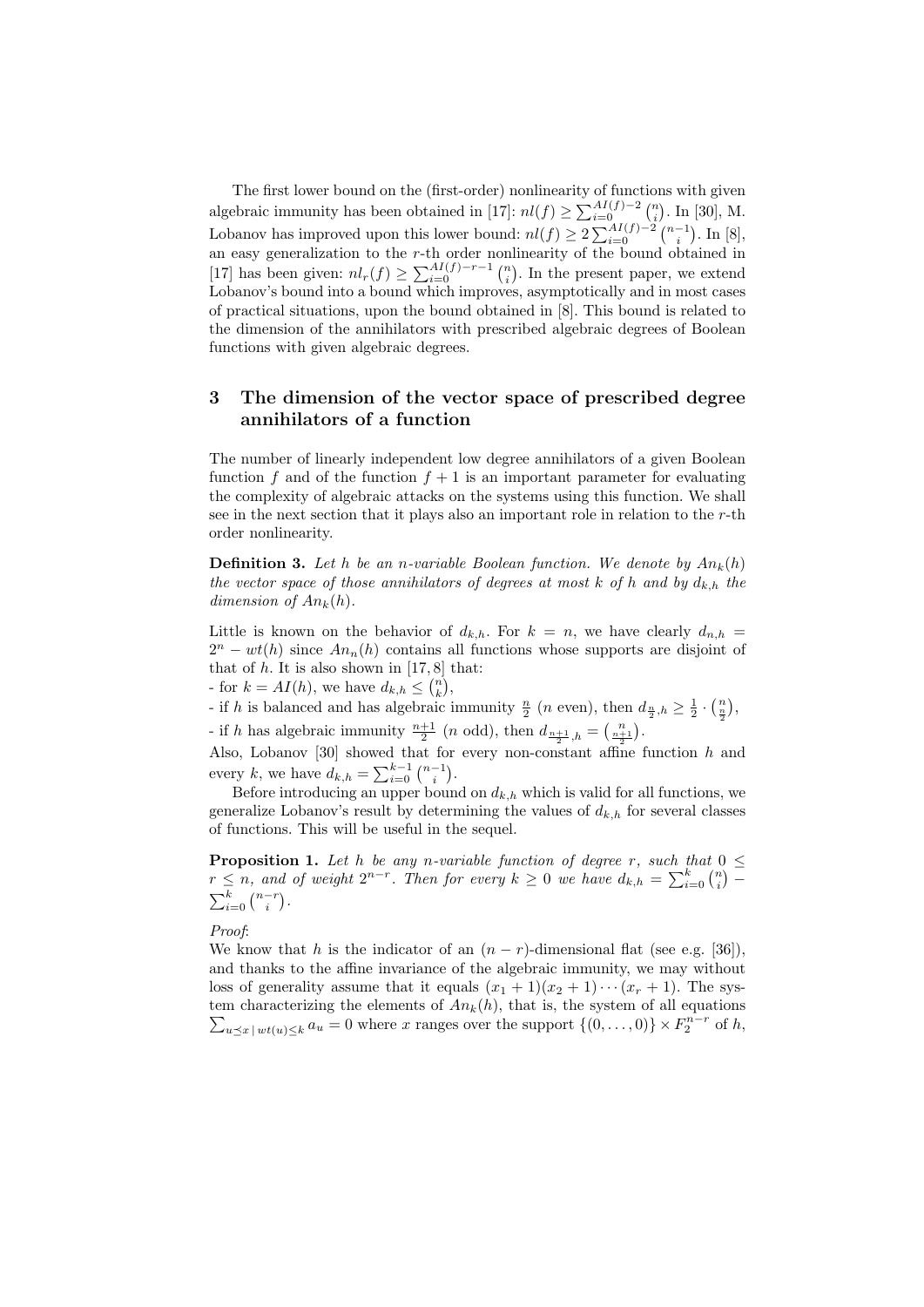The first lower bound on the (first-order) nonlinearity of functions with given algebraic immunity has been obtained in [17]: $nl(f) \geq \sum_{i=0}^{AI(f)-2} \binom{n}{i}$. In [30], M. Lobanov has improved upon this lower bound: $nl(f) \geq 2\sum_{i=0}^{AI(f)-2} \binom{n-1}{i}$. In [8], an easy generalization to the $r$-th order nonlinearity of the bound obtained in [17] has been given: $nl_r(f) \geq \sum_{i=0}^{AI(f)-r-1} \binom{n}{i}$. In the present paper, we extend Lobanov's bound into a bound which improves, asymptotically and in most cases of practical situations, upon the bound obtained in [8]. This bound is related to the dimension of the annihilators with prescribed algebraic degrees of Boolean functions with given algebraic degrees.

## 3 The dimension of the vector space of prescribed degree annihilators of a function

The number of linearly independent low degree annihilators of a given Boolean function $f$ and of the function $f+1$ is an important parameter for evaluating the complexity of algebraic attacks on the systems using this function. We shall see in the next section that it plays also an important role in relation to the $r$-th order nonlinearity.

**Definition 3.** *Let $h$ be an $n$-variable Boolean function. We denote by $An_k(h)$ the vector space of those annihilators of degrees at most $k$ of $h$ and by $d_{k,h}$ the dimension of $An_k(h)$.*

Little is known on the behavior of $d_{k,h}$. For $k = n$, we have clearly $d_{n,h} = 2^n - wt(h)$ since $An_n(h)$ contains all functions whose supports are disjoint of that of $h$. It is also shown in [17, 8] that:

- for $k = AI(h)$, we have $d_{k,h} \leq \binom{n}{k}$,
- if $h$ is balanced and has algebraic immunity $\frac{n}{2}$ ($n$ even), then $d_{\frac{n}{2},h} \geq \frac{1}{2} \cdot \binom{n}{\frac{n}{2}}$,
- if $h$ has algebraic immunity $\frac{n+1}{2}$ ($n$ odd), then $d_{\frac{n+1}{2},h} = \binom{n}{\frac{n+1}{2}}$.

Also, Lobanov [30] showed that for every non-constant affine function $h$ and every $k$, we have $d_{k,h} = \sum_{i=0}^{k-1} \binom{n-1}{i}$.

Before introducing an upper bound on $d_{k,h}$ which is valid for all functions, we generalize Lobanov's result by determining the values of $d_{k,h}$ for several classes of functions. This will be useful in the sequel.

**Proposition 1.** *Let $h$ be any $n$-variable function of degree $r$, such that $0 \leq r \leq n$, and of weight $2^{n-r}$. Then for every $k \geq 0$ we have $d_{k,h} = \sum_{i=0}^{k} \binom{n}{i} - \sum_{i=0}^{k} \binom{n-r}{i}$.*

*Proof*:
We know that $h$ is the indicator of an $(n-r)$-dimensional flat (see e.g. [36]), and thanks to the affine invariance of the algebraic immunity, we may without loss of generality assume that it equals $(x_1+1)(x_2+1)\cdots(x_r+1)$. The system characterizing the elements of $An_k(h)$, that is, the system of all equations $\sum_{u \preceq x \,|\, wt(u) \leq k} a_u = 0$ where $x$ ranges over the support $\{(0,\ldots,0)\} \times F_2^{n-r}$ of $h$,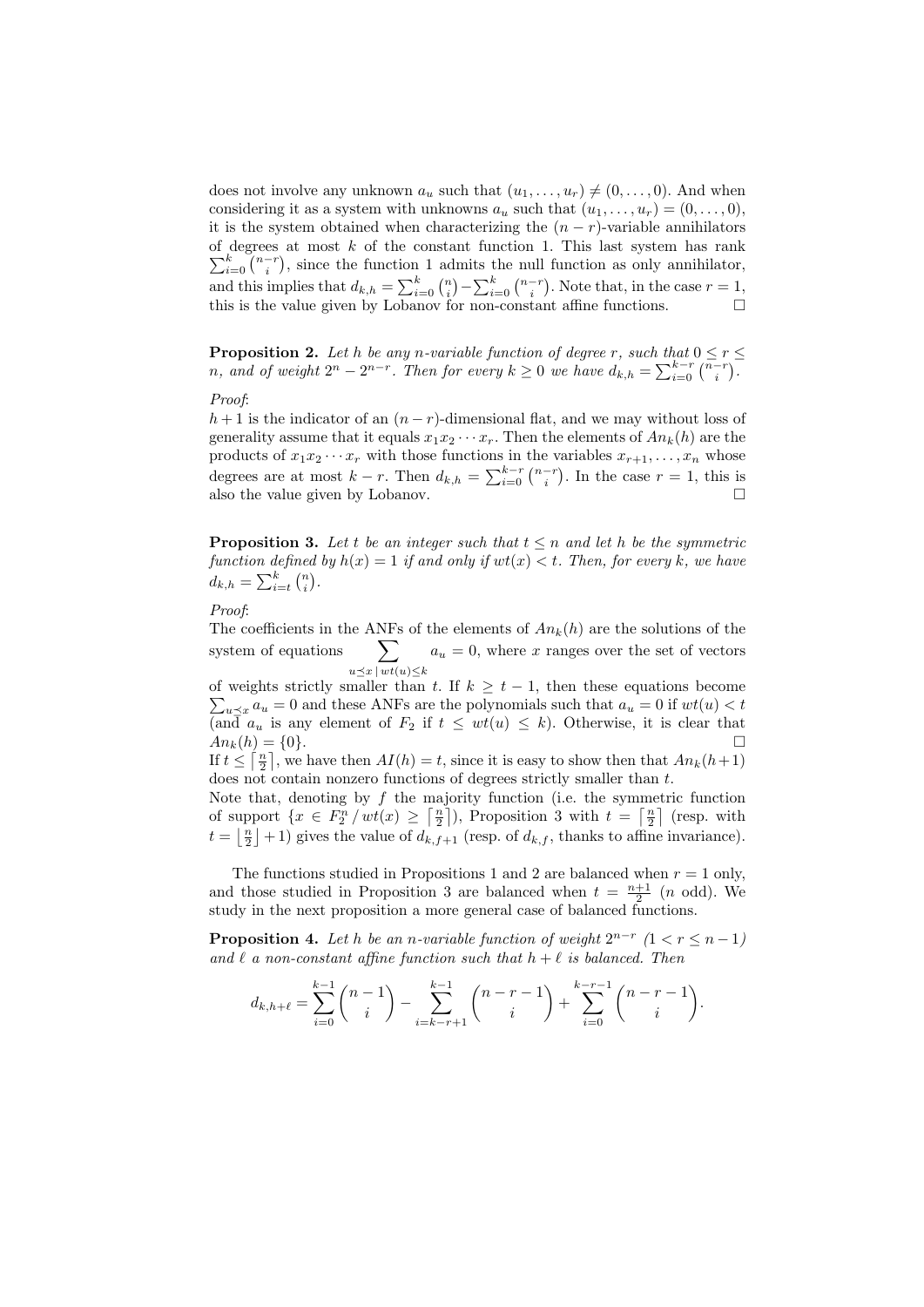does not involve any unknown $a_u$ such that $(u_1, \ldots, u_r) \neq (0, \ldots, 0)$. And when considering it as a system with unknowns $a_u$ such that $(u_1, \ldots, u_r) = (0, \ldots, 0)$, it is the system obtained when characterizing the $(n-r)$-variable annihilators of degrees at most $k$ of the constant function 1. This last system has rank $\sum_{i=0}^{k} \binom{n-r}{i}$, since the function 1 admits the null function as only annihilator, and this implies that $d_{k,h} = \sum_{i=0}^{k} \binom{n}{i} - \sum_{i=0}^{k} \binom{n-r}{i}$. Note that, in the case $r = 1$, this is the value given by Lobanov for non-constant affine functions. $\square$

**Proposition 2.** *Let $h$ be any $n$-variable function of degree $r$, such that $0 \leq r \leq n$, and of weight $2^n - 2^{n-r}$. Then for every $k \geq 0$ we have $d_{k,h} = \sum_{i=0}^{k-r} \binom{n-r}{i}$.*

*Proof*:
$h + 1$ is the indicator of an $(n-r)$-dimensional flat, and we may without loss of generality assume that it equals $x_1 x_2 \cdots x_r$. Then the elements of $An_k(h)$ are the products of $x_1 x_2 \cdots x_r$ with those functions in the variables $x_{r+1}, \ldots, x_n$ whose degrees are at most $k - r$. Then $d_{k,h} = \sum_{i=0}^{k-r} \binom{n-r}{i}$. In the case $r = 1$, this is also the value given by Lobanov. $\square$

**Proposition 3.** *Let $t$ be an integer such that $t \leq n$ and let $h$ be the symmetric function defined by $h(x) = 1$ if and only if $wt(x) < t$. Then, for every $k$, we have $d_{k,h} = \sum_{i=t}^{k} \binom{n}{i}$.*

*Proof*:
The coefficients in the ANFs of the elements of $An_k(h)$ are the solutions of the system of equations $\sum_{u \preceq x \,|\, wt(u) \leq k} a_u = 0$, where $x$ ranges over the set of vectors of weights strictly smaller than $t$. If $k \geq t - 1$, then these equations become $\sum_{u \preceq x} a_u = 0$ and these ANFs are the polynomials such that $a_u = 0$ if $wt(u) < t$ (and $a_u$ is any element of $F_2$ if $t \leq wt(u) \leq k$). Otherwise, it is clear that $An_k(h) = \{0\}$. $\square$

If $t \leq \left\lceil \frac{n}{2} \right\rceil$, we have then $AI(h) = t$, since it is easy to show then that $An_k(h+1)$ does not contain nonzero functions of degrees strictly smaller than $t$.
Note that, denoting by $f$ the majority function (i.e. the symmetric function of support $\{x \in F_2^n \,/\, wt(x) \geq \left\lceil \frac{n}{2} \right\rceil\}$), Proposition 3 with $t = \left\lceil \frac{n}{2} \right\rceil$ (resp. with $t = \left\lfloor \frac{n}{2} \right\rfloor + 1$) gives the value of $d_{k,f+1}$ (resp. of $d_{k,f}$, thanks to affine invariance).

The functions studied in Propositions 1 and 2 are balanced when $r = 1$ only, and those studied in Proposition 3 are balanced when $t = \frac{n+1}{2}$ ($n$ odd). We study in the next proposition a more general case of balanced functions.

**Proposition 4.** *Let $h$ be an $n$-variable function of weight $2^{n-r}$ $(1 < r \leq n-1)$ and $\ell$ a non-constant affine function such that $h + \ell$ is balanced. Then*

$$d_{k,h+\ell} = \sum_{i=0}^{k-1} \binom{n-1}{i} - \sum_{i=k-r+1}^{k-1} \binom{n-r-1}{i} + \sum_{i=0}^{k-r-1} \binom{n-r-1}{i}.$$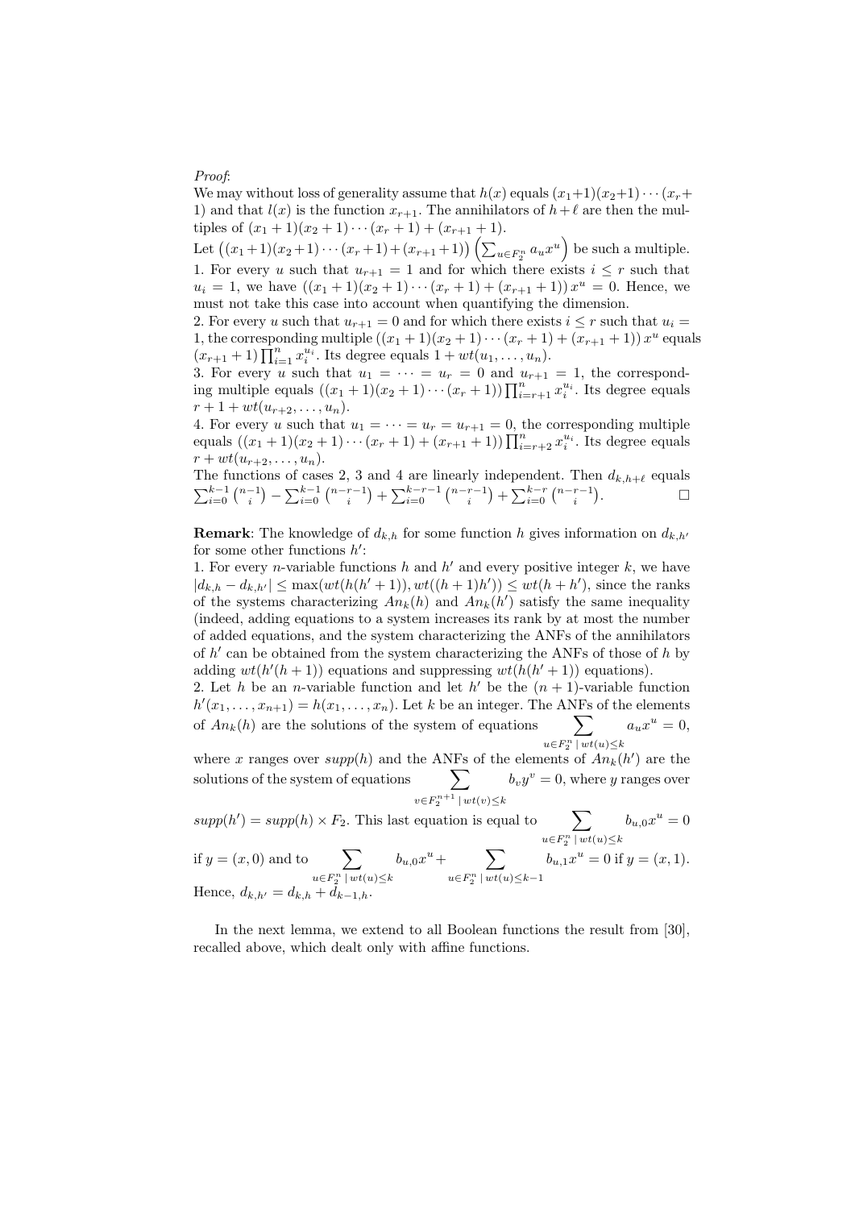*Proof*:
We may without loss of generality assume that $h(x)$ equals $(x_1+1)(x_2+1)\cdots(x_r+1)$ and that $l(x)$ is the function $x_{r+1}$. The annihilators of $h+\ell$ are then the multiples of $(x_1+1)(x_2+1)\cdots(x_r+1)+(x_{r+1}+1)$.
Let $\left((x_1+1)(x_2+1)\cdots(x_r+1)+(x_{r+1}+1)\right)\left(\sum_{u\in F_2^n} a_u x^u\right)$ be such a multiple.
1. For every $u$ such that $u_{r+1}=1$ and for which there exists $i\le r$ such that $u_i=1$, we have $\left((x_1+1)(x_2+1)\cdots(x_r+1)+(x_{r+1}+1)\right)x^u=0$. Hence, we must not take this case into account when quantifying the dimension.
2. For every $u$ such that $u_{r+1}=0$ and for which there exists $i\le r$ such that $u_i=1$, the corresponding multiple $\left((x_1+1)(x_2+1)\cdots(x_r+1)+(x_{r+1}+1)\right)x^u$ equals $(x_{r+1}+1)\prod_{i=1}^n x_i^{u_i}$. Its degree equals $1+wt(u_1,\ldots,u_n)$.
3. For every $u$ such that $u_1=\cdots=u_r=0$ and $u_{r+1}=1$, the corresponding multiple equals $\left((x_1+1)(x_2+1)\cdots(x_r+1)\right)\prod_{i=r+1}^n x_i^{u_i}$. Its degree equals $r+1+wt(u_{r+2},\ldots,u_n)$.
4. For every $u$ such that $u_1=\cdots=u_r=u_{r+1}=0$, the corresponding multiple equals $\left((x_1+1)(x_2+1)\cdots(x_r+1)+(x_{r+1}+1)\right)\prod_{i=r+2}^n x_i^{u_i}$. Its degree equals $r+wt(u_{r+2},\ldots,u_n)$.
The functions of cases 2, 3 and 4 are linearly independent. Then $d_{k,h+\ell}$ equals $\sum_{i=0}^{k-1}\binom{n-1}{i}-\sum_{i=0}^{k-1}\binom{n-r-1}{i}+\sum_{i=0}^{k-r-1}\binom{n-r-1}{i}+\sum_{i=0}^{k-r}\binom{n-r-1}{i}$. $\square$

**Remark**: The knowledge of $d_{k,h}$ for some function $h$ gives information on $d_{k,h'}$ for some other functions $h'$:
1. For every $n$-variable functions $h$ and $h'$ and every positive integer $k$, we have $|d_{k,h}-d_{k,h'}|\le \max(wt(h(h'+1)),wt((h+1)h'))\le wt(h+h')$, since the ranks of the systems characterizing $An_k(h)$ and $An_k(h')$ satisfy the same inequality (indeed, adding equations to a system increases its rank by at most the number of added equations, and the system characterizing the ANFs of the annihilators of $h'$ can be obtained from the system characterizing the ANFs of those of $h$ by adding $wt(h'(h+1))$ equations and suppressing $wt(h(h'+1))$ equations).
2. Let $h$ be an $n$-variable function and let $h'$ be the $(n+1)$-variable function $h'(x_1,\ldots,x_{n+1})=h(x_1,\ldots,x_n)$. Let $k$ be an integer. The ANFs of the elements of $An_k(h)$ are the solutions of the system of equations $\sum_{u\in F_2^n\,|\,wt(u)\le k} a_u x^u=0$, where $x$ ranges over $supp(h)$ and the ANFs of the elements of $An_k(h')$ are the solutions of the system of equations $\sum_{v\in F_2^{n+1}\,|\,wt(v)\le k} b_v y^v=0$, where $y$ ranges over $supp(h')=supp(h)\times F_2$. This last equation is equal to $\sum_{u\in F_2^n\,|\,wt(u)\le k} b_{u,0}x^u=0$ if $y=(x,0)$ and to $\sum_{u\in F_2^n\,|\,wt(u)\le k} b_{u,0}x^u+\sum_{u\in F_2^n\,|\,wt(u)\le k-1} b_{u,1}x^u=0$ if $y=(x,1)$. Hence, $d_{k,h'}=d_{k,h}+d_{k-1,h}$.

In the next lemma, we extend to all Boolean functions the result from [30], recalled above, which dealt only with affine functions.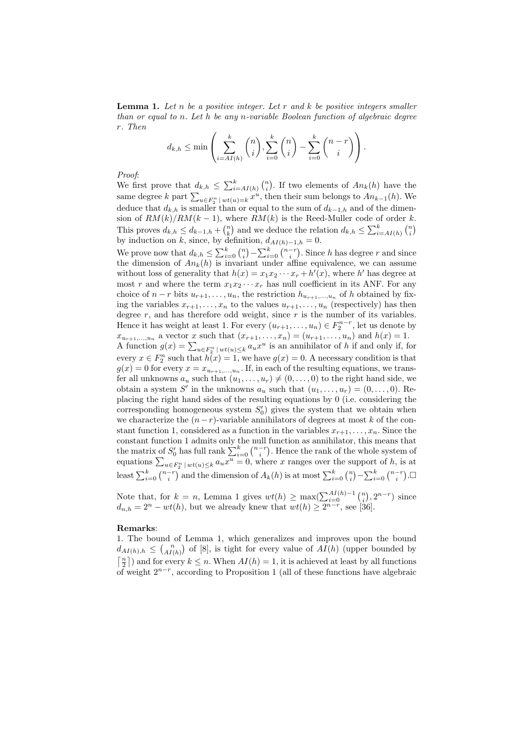**Lemma 1.** *Let $n$ be a positive integer. Let $r$ and $k$ be positive integers smaller than or equal to $n$. Let $h$ be any $n$-variable Boolean function of algebraic degree $r$. Then*

$$d_{k,h} \leq \min\left(\sum_{i=AI(h)}^{k}\binom{n}{i}, \sum_{i=0}^{k}\binom{n}{i} - \sum_{i=0}^{k}\binom{n-r}{i}\right).$$

*Proof*:
We first prove that $d_{k,h} \leq \sum_{i=AI(h)}^{k}\binom{n}{i}$. If two elements of $An_k(h)$ have the same degree $k$ part $\sum_{u\in F_2^n \mid wt(u)=k} x^u$, then their sum belongs to $An_{k-1}(h)$. We deduce that $d_{k,h}$ is smaller than or equal to the sum of $d_{k-1,h}$ and of the dimension of $RM(k)/RM(k-1)$, where $RM(k)$ is the Reed-Muller code of order $k$. This proves $d_{k,h} \leq d_{k-1,h} + \binom{n}{k}$ and we deduce the relation $d_{k,h} \leq \sum_{i=AI(h)}^{k}\binom{n}{i}$ by induction on $k$, since, by definition, $d_{AI(h)-1,h} = 0$.
We prove now that $d_{k,h} \leq \sum_{i=0}^{k}\binom{n}{i} - \sum_{i=0}^{k}\binom{n-r}{i}$. Since $h$ has degree $r$ and since the dimension of $An_k(h)$ is invariant under affine equivalence, we can assume without loss of generality that $h(x) = x_1x_2\cdots x_r + h'(x)$, where $h'$ has degree at most $r$ and where the term $x_1x_2\cdots x_r$ has null coefficient in its ANF. For any choice of $n-r$ bits $u_{r+1},\ldots,u_n$, the restriction $h_{u_{r+1},\ldots,u_n}$ of $h$ obtained by fixing the variables $x_{r+1},\ldots,x_n$ to the values $u_{r+1},\ldots,u_n$ (respectively) has then degree $r$, and has therefore odd weight, since $r$ is the number of its variables. Hence it has weight at least 1. For every $(u_{r+1},\ldots,u_n) \in F_2^{n-r}$, let us denote by $x_{u_{r+1},\ldots,u_n}$ a vector $x$ such that $(x_{r+1},\ldots,x_n) = (u_{r+1},\ldots,u_n)$ and $h(x) = 1$.
A function $g(x) = \sum_{u\in F_2^n \mid wt(u)\leq k} a_u x^u$ is an annihilator of $h$ if and only if, for every $x \in F_2^n$ such that $h(x) = 1$, we have $g(x) = 0$. A necessary condition is that $g(x) = 0$ for every $x = x_{u_{r+1},\ldots,u_n}$. If, in each of the resulting equations, we transfer all unknowns $a_u$ such that $(u_1,\ldots,u_r) \neq (0,\ldots,0)$ to the right hand side, we obtain a system $S'$ in the unknowns $a_u$ such that $(u_1,\ldots,u_r) = (0,\ldots,0)$. Replacing the right hand sides of the resulting equations by 0 (i.e. considering the corresponding homogeneous system $S'_0$) gives the system that we obtain when we characterize the $(n-r)$-variable annihilators of degrees at most $k$ of the constant function 1, considered as a function in the variables $x_{r+1},\ldots,x_n$. Since the constant function 1 admits only the null function as annihilator, this means that the matrix of $S'_0$ has full rank $\sum_{i=0}^{k}\binom{n-r}{i}$. Hence the rank of the whole system of equations $\sum_{u\in F_2^n \mid wt(u)\leq k} a_u x^u = 0$, where $x$ ranges over the support of $h$, is at least $\sum_{i=0}^{k}\binom{n-r}{i}$ and the dimension of $A_k(h)$ is at most $\sum_{i=0}^{k}\binom{n}{i} - \sum_{i=0}^{k}\binom{n-r}{i}$.□

Note that, for $k = n$, Lemma 1 gives $wt(h) \geq \max(\sum_{i=0}^{AI(h)-1}\binom{n}{i}, 2^{n-r})$ since $d_{n,h} = 2^n - wt(h)$, but we already knew that $wt(h) \geq 2^{n-r}$, see [36].

**Remarks**:
1. The bound of Lemma 1, which generalizes and improves upon the bound $d_{AI(h),h} \leq \binom{n}{AI(h)}$ of [8], is tight for every value of $AI(h)$ (upper bounded by $\lceil \frac{n}{2} \rceil$) and for every $k \leq n$. When $AI(h) = 1$, it is achieved at least by all functions of weight $2^{n-r}$, according to Proposition 1 (all of these functions have algebraic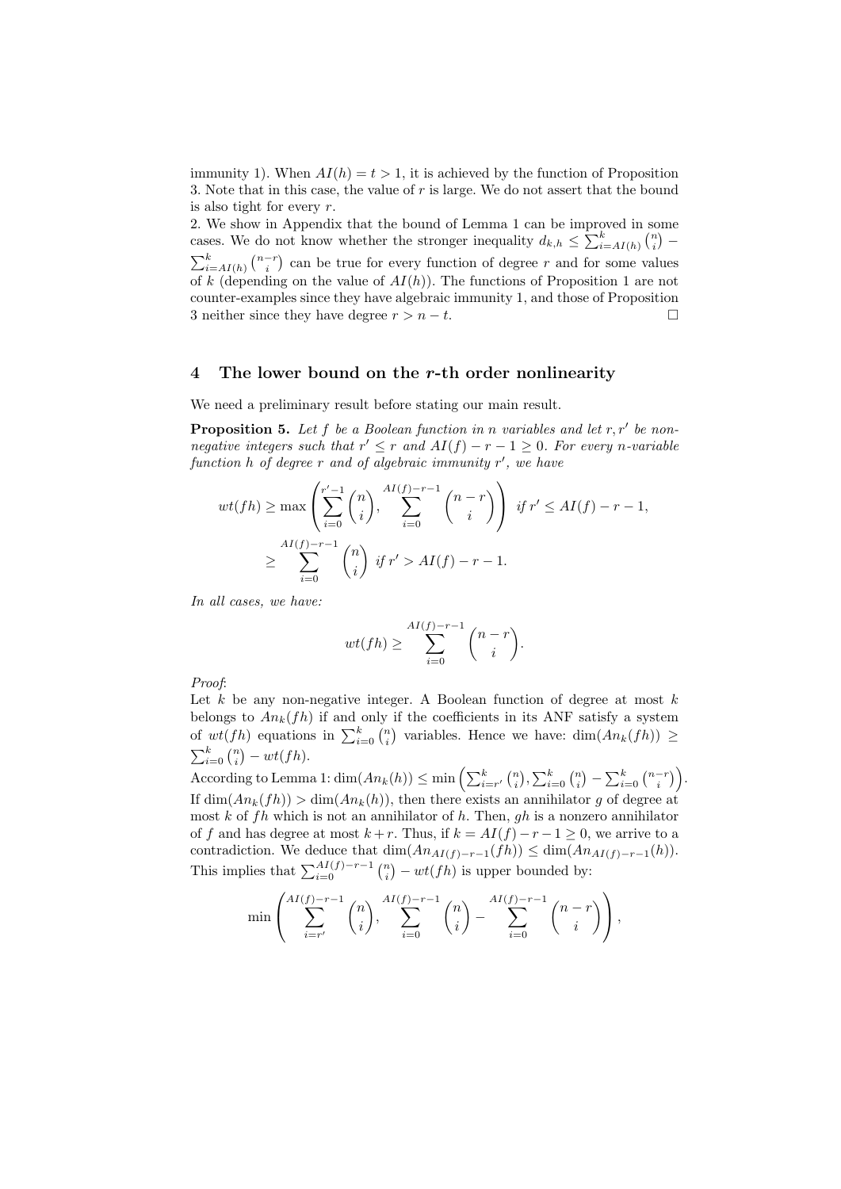immunity 1). When $AI(h) = t > 1$, it is achieved by the function of Proposition 3. Note that in this case, the value of $r$ is large. We do not assert that the bound is also tight for every $r$.

2. We show in Appendix that the bound of Lemma 1 can be improved in some cases. We do not know whether the stronger inequality $d_{k,h} \leq \sum_{i=AI(h)}^{k} \binom{n}{i} - \sum_{i=AI(h)}^{k} \binom{n-r}{i}$ can be true for every function of degree $r$ and for some values of $k$ (depending on the value of $AI(h)$). The functions of Proposition 1 are not counter-examples since they have algebraic immunity 1, and those of Proposition 3 neither since they have degree $r > n - t$. □

## 4 The lower bound on the $r$-th order nonlinearity

We need a preliminary result before stating our main result.

**Proposition 5.** *Let $f$ be a Boolean function in $n$ variables and let $r, r'$ be non-negative integers such that $r' \leq r$ and $AI(f) - r - 1 \geq 0$. For every $n$-variable function $h$ of degree $r$ and of algebraic immunity $r'$, we have*

$$wt(fh) \geq \max\left(\sum_{i=0}^{r'-1} \binom{n}{i}, \sum_{i=0}^{AI(f)-r-1} \binom{n-r}{i}\right) \text{ if } r' \leq AI(f) - r - 1,$$

$$\geq \sum_{i=0}^{AI(f)-r-1} \binom{n}{i} \text{ if } r' > AI(f) - r - 1.$$

*In all cases, we have:*

$$wt(fh) \geq \sum_{i=0}^{AI(f)-r-1} \binom{n-r}{i}.$$

*Proof*:
Let $k$ be any non-negative integer. A Boolean function of degree at most $k$ belongs to $An_k(fh)$ if and only if the coefficients in its ANF satisfy a system of $wt(fh)$ equations in $\sum_{i=0}^{k} \binom{n}{i}$ variables. Hence we have: $\dim(An_k(fh)) \geq \sum_{i=0}^{k} \binom{n}{i} - wt(fh)$.
According to Lemma 1: $\dim(An_k(h)) \leq \min\left(\sum_{i=r'}^{k} \binom{n}{i}, \sum_{i=0}^{k} \binom{n}{i} - \sum_{i=0}^{k} \binom{n-r}{i}\right)$.
If $\dim(An_k(fh)) > \dim(An_k(h))$, then there exists an annihilator $g$ of degree at most $k$ of $fh$ which is not an annihilator of $h$. Then, $gh$ is a nonzero annihilator of $f$ and has degree at most $k + r$. Thus, if $k = AI(f) - r - 1 \geq 0$, we arrive to a contradiction. We deduce that $\dim(An_{AI(f)-r-1}(fh)) \leq \dim(An_{AI(f)-r-1}(h))$. This implies that $\sum_{i=0}^{AI(f)-r-1} \binom{n}{i} - wt(fh)$ is upper bounded by:

$$\min\left(\sum_{i=r'}^{AI(f)-r-1} \binom{n}{i}, \sum_{i=0}^{AI(f)-r-1} \binom{n}{i} - \sum_{i=0}^{AI(f)-r-1} \binom{n-r}{i}\right),$$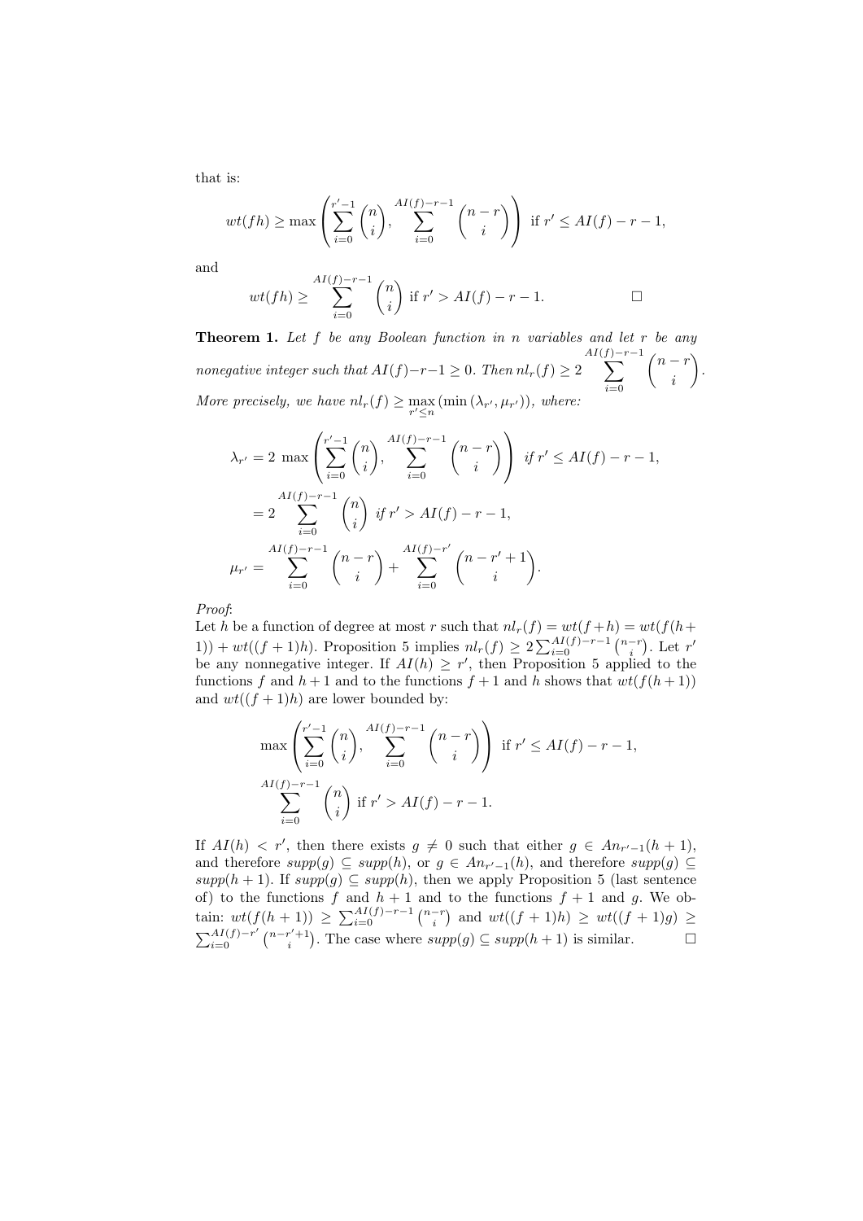that is:

$$wt(fh) \geq \max\left(\sum_{i=0}^{r'-1}\binom{n}{i}, \sum_{i=0}^{AI(f)-r-1}\binom{n-r}{i}\right) \text{ if } r' \leq AI(f)-r-1,$$

and

$$wt(fh) \geq \sum_{i=0}^{AI(f)-r-1}\binom{n}{i} \text{ if } r' > AI(f)-r-1. \qquad \square$$

**Theorem 1.** *Let $f$ be any Boolean function in $n$ variables and let $r$ be any nonnegative integer such that $AI(f)-r-1 \geq 0$. Then $nl_r(f) \geq 2\sum_{i=0}^{AI(f)-r-1}\binom{n-r}{i}$. More precisely, we have $nl_r(f) \geq \max_{r' \leq n}(\min(\lambda_{r'}, \mu_{r'}))$, where:*

$$\lambda_{r'} = 2\ \max\left(\sum_{i=0}^{r'-1}\binom{n}{i}, \sum_{i=0}^{AI(f)-r-1}\binom{n-r}{i}\right) \text{ if } r' \leq AI(f)-r-1,$$

$$= 2\sum_{i=0}^{AI(f)-r-1}\binom{n}{i} \text{ if } r' > AI(f)-r-1,$$

$$\mu_{r'} = \sum_{i=0}^{AI(f)-r-1}\binom{n-r}{i} + \sum_{i=0}^{AI(f)-r'}\binom{n-r'+1}{i}.$$

*Proof*:
Let $h$ be a function of degree at most $r$ such that $nl_r(f) = wt(f+h) = wt(f(h+1)) + wt((f+1)h)$. Proposition 5 implies $nl_r(f) \geq 2\sum_{i=0}^{AI(f)-r-1}\binom{n-r}{i}$. Let $r'$ be any nonnegative integer. If $AI(h) \geq r'$, then Proposition 5 applied to the functions $f$ and $h+1$ and to the functions $f+1$ and $h$ shows that $wt(f(h+1))$ and $wt((f+1)h)$ are lower bounded by:

$$\max\left(\sum_{i=0}^{r'-1}\binom{n}{i}, \sum_{i=0}^{AI(f)-r-1}\binom{n-r}{i}\right) \text{ if } r' \leq AI(f)-r-1,$$

$$\sum_{i=0}^{AI(f)-r-1}\binom{n}{i} \text{ if } r' > AI(f)-r-1.$$

If $AI(h) < r'$, then there exists $g \neq 0$ such that either $g \in An_{r'-1}(h+1)$, and therefore $supp(g) \subseteq supp(h)$, or $g \in An_{r'-1}(h)$, and therefore $supp(g) \subseteq supp(h+1)$. If $supp(g) \subseteq supp(h)$, then we apply Proposition 5 (last sentence of) to the functions $f$ and $h+1$ and to the functions $f+1$ and $g$. We obtain: $wt(f(h+1)) \geq \sum_{i=0}^{AI(f)-r-1}\binom{n-r}{i}$ and $wt((f+1)h) \geq wt((f+1)g) \geq \sum_{i=0}^{AI(f)-r'}\binom{n-r'+1}{i}$. The case where $supp(g) \subseteq supp(h+1)$ is similar. $\square$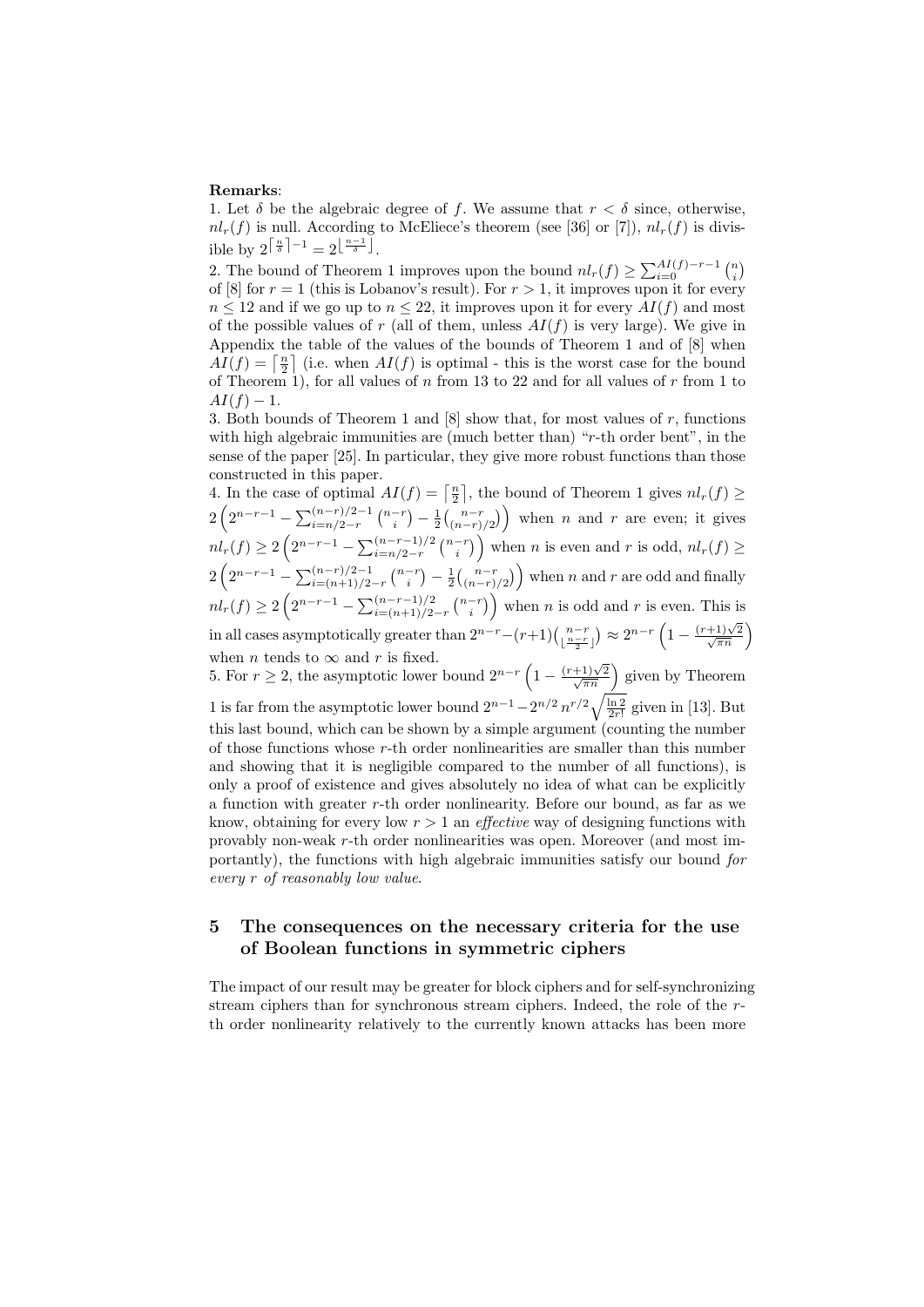**Remarks**:

1. Let $\delta$ be the algebraic degree of $f$. We assume that $r < \delta$ since, otherwise, $nl_r(f)$ is null. According to McEliece's theorem (see [36] or [7]), $nl_r(f)$ is divisible by $2^{\lceil \frac{n}{\delta} \rceil - 1} = 2^{\lfloor \frac{n-1}{\delta} \rfloor}$.

2. The bound of Theorem 1 improves upon the bound $nl_r(f) \geq \sum_{i=0}^{AI(f)-r-1} \binom{n}{i}$ of [8] for $r = 1$ (this is Lobanov's result). For $r > 1$, it improves upon it for every $n \leq 12$ and if we go up to $n \leq 22$, it improves upon it for every $AI(f)$ and most of the possible values of $r$ (all of them, unless $AI(f)$ is very large). We give in Appendix the table of the values of the bounds of Theorem 1 and of [8] when $AI(f) = \lceil \frac{n}{2} \rceil$ (i.e. when $AI(f)$ is optimal - this is the worst case for the bound of Theorem 1), for all values of $n$ from 13 to 22 and for all values of $r$ from 1 to $AI(f) - 1$.

3. Both bounds of Theorem 1 and [8] show that, for most values of $r$, functions with high algebraic immunities are (much better than) "$r$-th order bent", in the sense of the paper [25]. In particular, they give more robust functions than those constructed in this paper.

4. In the case of optimal $AI(f) = \lceil \frac{n}{2} \rceil$, the bound of Theorem 1 gives $nl_r(f) \geq 2\left(2^{n-r-1} - \sum_{i=n/2-r}^{(n-r)/2-1} \binom{n-r}{i} - \frac{1}{2}\binom{n-r}{(n-r)/2}\right)$ when $n$ and $r$ are even; it gives $nl_r(f) \geq 2\left(2^{n-r-1} - \sum_{i=n/2-r}^{(n-r-1)/2} \binom{n-r}{i}\right)$ when $n$ is even and $r$ is odd, $nl_r(f) \geq 2\left(2^{n-r-1} - \sum_{i=(n+1)/2-r}^{(n-r)/2-1} \binom{n-r}{i} - \frac{1}{2}\binom{n-r}{(n-r)/2}\right)$ when $n$ and $r$ are odd and finally $nl_r(f) \geq 2\left(2^{n-r-1} - \sum_{i=(n+1)/2-r}^{(n-r-1)/2} \binom{n-r}{i}\right)$ when $n$ is odd and $r$ is even. This is in all cases asymptotically greater than $2^{n-r} - (r+1)\binom{n-r}{\lfloor \frac{n-r}{2} \rfloor} \approx 2^{n-r}\left(1 - \frac{(r+1)\sqrt{2}}{\sqrt{\pi n}}\right)$ when $n$ tends to $\infty$ and $r$ is fixed.

5. For $r \geq 2$, the asymptotic lower bound $2^{n-r}\left(1 - \frac{(r+1)\sqrt{2}}{\sqrt{\pi n}}\right)$ given by Theorem 1 is far from the asymptotic lower bound $2^{n-1} - 2^{n/2}\, n^{r/2} \sqrt{\frac{\ln 2}{2r!}}$ given in [13]. But this last bound, which can be shown by a simple argument (counting the number of those functions whose $r$-th order nonlinearities are smaller than this number and showing that it is negligible compared to the number of all functions), is only a proof of existence and gives absolutely no idea of what can be explicitly a function with greater $r$-th order nonlinearity. Before our bound, as far as we know, obtaining for every low $r > 1$ an *effective* way of designing functions with provably non-weak $r$-th order nonlinearities was open. Moreover (and most importantly), the functions with high algebraic immunities satisfy our bound *for every $r$ of reasonably low value*.

## 5 The consequences on the necessary criteria for the use of Boolean functions in symmetric ciphers

The impact of our result may be greater for block ciphers and for self-synchronizing stream ciphers than for synchronous stream ciphers. Indeed, the role of the $r$-th order nonlinearity relatively to the currently known attacks has been more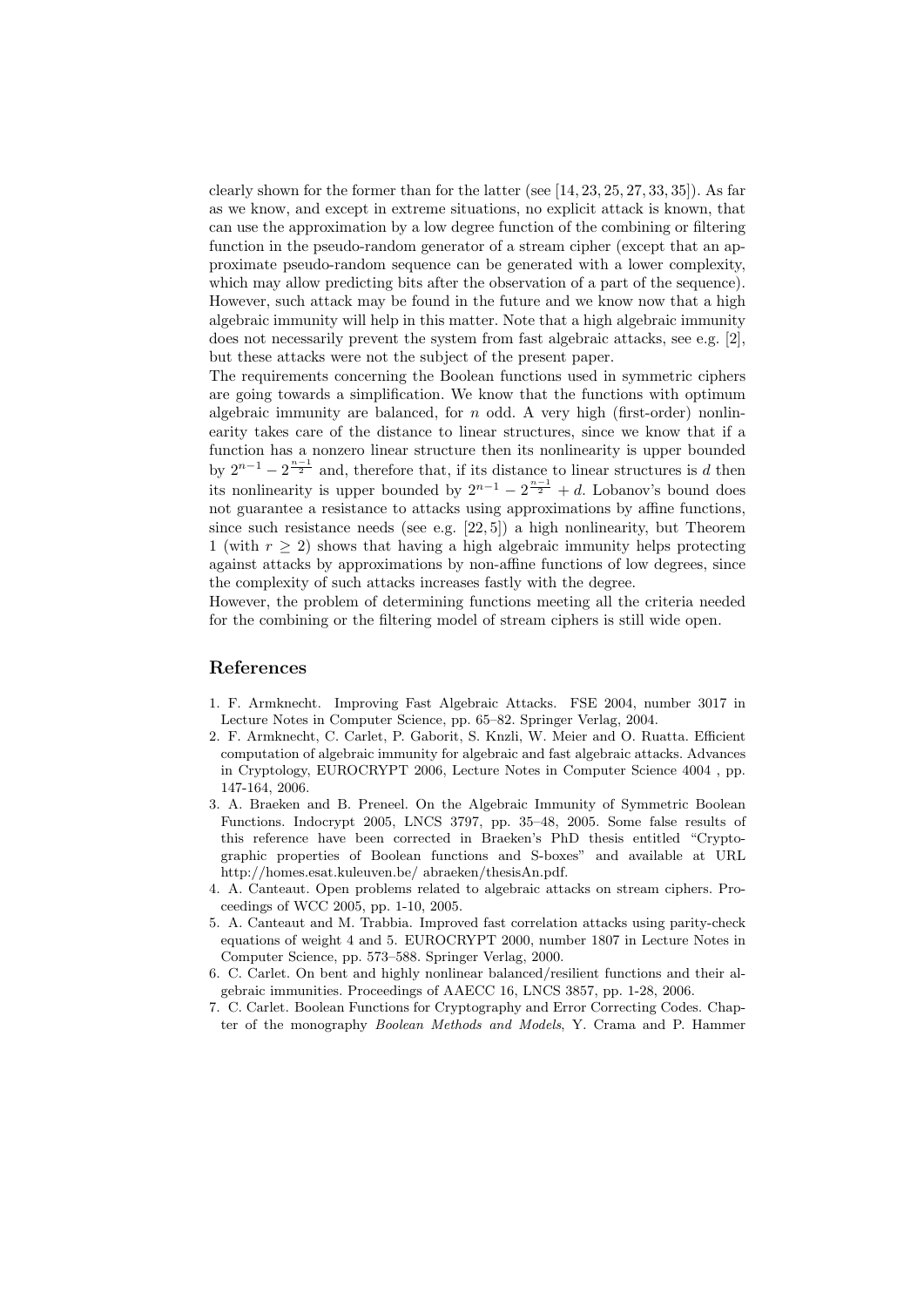clearly shown for the former than for the latter (see [14, 23, 25, 27, 33, 35]). As far as we know, and except in extreme situations, no explicit attack is known, that can use the approximation by a low degree function of the combining or filtering function in the pseudo-random generator of a stream cipher (except that an approximate pseudo-random sequence can be generated with a lower complexity, which may allow predicting bits after the observation of a part of the sequence). However, such attack may be found in the future and we know now that a high algebraic immunity will help in this matter. Note that a high algebraic immunity does not necessarily prevent the system from fast algebraic attacks, see e.g. [2], but these attacks were not the subject of the present paper.

The requirements concerning the Boolean functions used in symmetric ciphers are going towards a simplification. We know that the functions with optimum algebraic immunity are balanced, for $n$ odd. A very high (first-order) nonlinearity takes care of the distance to linear structures, since we know that if a function has a nonzero linear structure then its nonlinearity is upper bounded by $2^{n-1} - 2^{\frac{n-1}{2}}$ and, therefore that, if its distance to linear structures is $d$ then its nonlinearity is upper bounded by $2^{n-1} - 2^{\frac{n-1}{2}} + d$. Lobanov's bound does not guarantee a resistance to attacks using approximations by affine functions, since such resistance needs (see e.g. [22, 5]) a high nonlinearity, but Theorem 1 (with $r \geq 2$) shows that having a high algebraic immunity helps protecting against attacks by approximations by non-affine functions of low degrees, since the complexity of such attacks increases fastly with the degree.

However, the problem of determining functions meeting all the criteria needed for the combining or the filtering model of stream ciphers is still wide open.

## References

1. F. Armknecht. Improving Fast Algebraic Attacks. FSE 2004, number 3017 in Lecture Notes in Computer Science, pp. 65–82. Springer Verlag, 2004.
2. F. Armknecht, C. Carlet, P. Gaborit, S. Knzli, W. Meier and O. Ruatta. Efficient computation of algebraic immunity for algebraic and fast algebraic attacks. Advances in Cryptology, EUROCRYPT 2006, Lecture Notes in Computer Science 4004 , pp. 147-164, 2006.
3. A. Braeken and B. Preneel. On the Algebraic Immunity of Symmetric Boolean Functions. Indocrypt 2005, LNCS 3797, pp. 35–48, 2005. Some false results of this reference have been corrected in Braeken's PhD thesis entitled "Cryptographic properties of Boolean functions and S-boxes" and available at URL http://homes.esat.kuleuven.be/ abraeken/thesisAn.pdf.
4. A. Canteaut. Open problems related to algebraic attacks on stream ciphers. Proceedings of WCC 2005, pp. 1-10, 2005.
5. A. Canteaut and M. Trabbia. Improved fast correlation attacks using parity-check equations of weight 4 and 5. EUROCRYPT 2000, number 1807 in Lecture Notes in Computer Science, pp. 573–588. Springer Verlag, 2000.
6. C. Carlet. On bent and highly nonlinear balanced/resilient functions and their algebraic immunities. Proceedings of AAECC 16, LNCS 3857, pp. 1-28, 2006.
7. C. Carlet. Boolean Functions for Cryptography and Error Correcting Codes. Chapter of the monography *Boolean Methods and Models*, Y. Crama and P. Hammer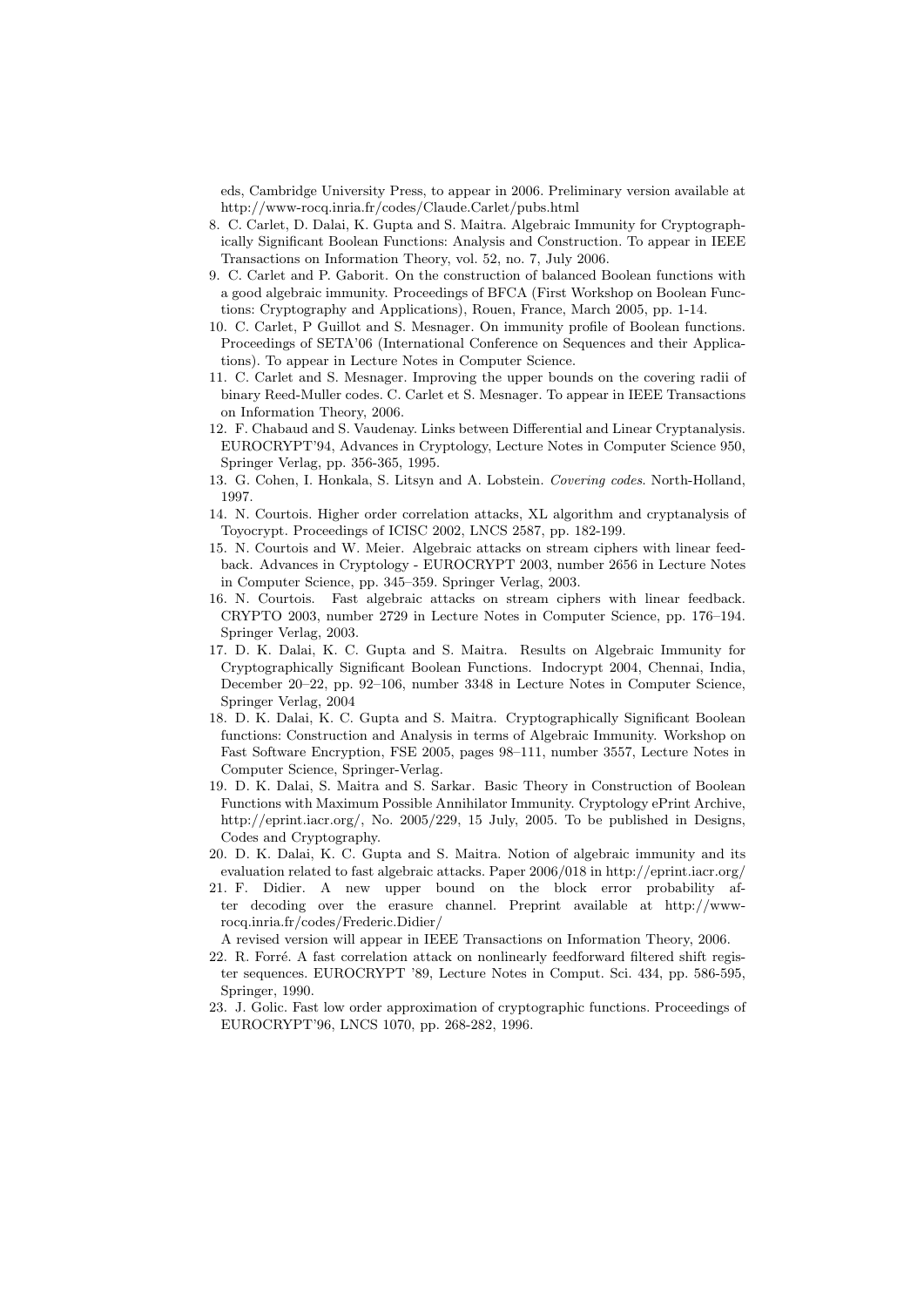eds, Cambridge University Press, to appear in 2006. Preliminary version available at http://www-rocq.inria.fr/codes/Claude.Carlet/pubs.html

8. C. Carlet, D. Dalai, K. Gupta and S. Maitra. Algebraic Immunity for Cryptographically Significant Boolean Functions: Analysis and Construction. To appear in IEEE Transactions on Information Theory, vol. 52, no. 7, July 2006.
9. C. Carlet and P. Gaborit. On the construction of balanced Boolean functions with a good algebraic immunity. Proceedings of BFCA (First Workshop on Boolean Functions: Cryptography and Applications), Rouen, France, March 2005, pp. 1-14.
10. C. Carlet, P Guillot and S. Mesnager. On immunity profile of Boolean functions. Proceedings of SETA'06 (International Conference on Sequences and their Applications). To appear in Lecture Notes in Computer Science.
11. C. Carlet and S. Mesnager. Improving the upper bounds on the covering radii of binary Reed-Muller codes. C. Carlet et S. Mesnager. To appear in IEEE Transactions on Information Theory, 2006.
12. F. Chabaud and S. Vaudenay. Links between Differential and Linear Cryptanalysis. EUROCRYPT'94, Advances in Cryptology, Lecture Notes in Computer Science 950, Springer Verlag, pp. 356-365, 1995.
13. G. Cohen, I. Honkala, S. Litsyn and A. Lobstein. *Covering codes*. North-Holland, 1997.
14. N. Courtois. Higher order correlation attacks, XL algorithm and cryptanalysis of Toyocrypt. Proceedings of ICISC 2002, LNCS 2587, pp. 182-199.
15. N. Courtois and W. Meier. Algebraic attacks on stream ciphers with linear feedback. Advances in Cryptology - EUROCRYPT 2003, number 2656 in Lecture Notes in Computer Science, pp. 345–359. Springer Verlag, 2003.
16. N. Courtois. Fast algebraic attacks on stream ciphers with linear feedback. CRYPTO 2003, number 2729 in Lecture Notes in Computer Science, pp. 176–194. Springer Verlag, 2003.
17. D. K. Dalai, K. C. Gupta and S. Maitra. Results on Algebraic Immunity for Cryptographically Significant Boolean Functions. Indocrypt 2004, Chennai, India, December 20–22, pp. 92–106, number 3348 in Lecture Notes in Computer Science, Springer Verlag, 2004
18. D. K. Dalai, K. C. Gupta and S. Maitra. Cryptographically Significant Boolean functions: Construction and Analysis in terms of Algebraic Immunity. Workshop on Fast Software Encryption, FSE 2005, pages 98–111, number 3557, Lecture Notes in Computer Science, Springer-Verlag.
19. D. K. Dalai, S. Maitra and S. Sarkar. Basic Theory in Construction of Boolean Functions with Maximum Possible Annihilator Immunity. Cryptology ePrint Archive, http://eprint.iacr.org/, No. 2005/229, 15 July, 2005. To be published in Designs, Codes and Cryptography.
20. D. K. Dalai, K. C. Gupta and S. Maitra. Notion of algebraic immunity and its evaluation related to fast algebraic attacks. Paper 2006/018 in http://eprint.iacr.org/
21. F. Didier. A new upper bound on the block error probability after decoding over the erasure channel. Preprint available at http://www-rocq.inria.fr/codes/Frederic.Didier/
A revised version will appear in IEEE Transactions on Information Theory, 2006.
22. R. Forré. A fast correlation attack on nonlinearly feedforward filtered shift register sequences. EUROCRYPT '89, Lecture Notes in Comput. Sci. 434, pp. 586-595, Springer, 1990.
23. J. Golic. Fast low order approximation of cryptographic functions. Proceedings of EUROCRYPT'96, LNCS 1070, pp. 268-282, 1996.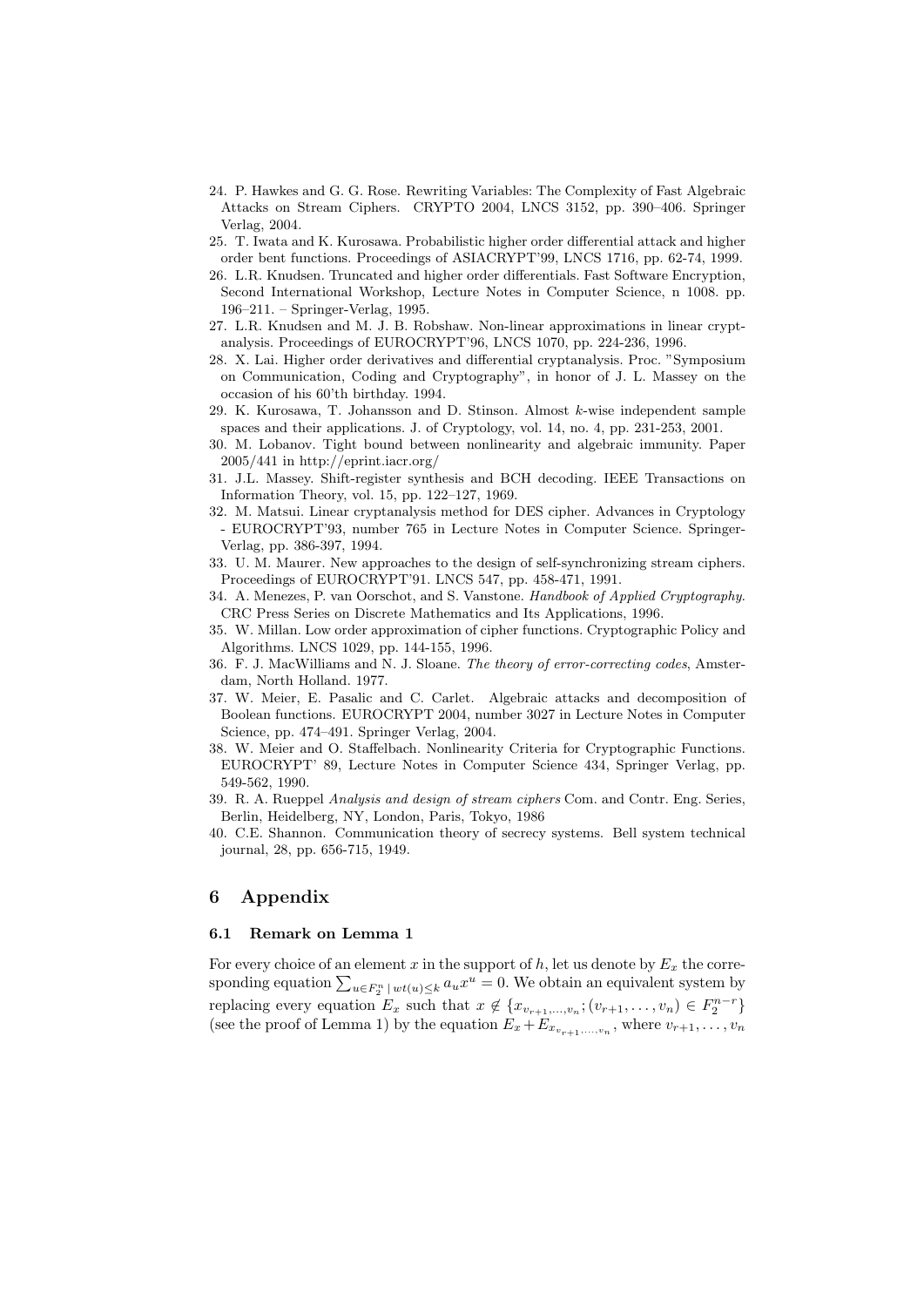24. P. Hawkes and G. G. Rose. Rewriting Variables: The Complexity of Fast Algebraic Attacks on Stream Ciphers. CRYPTO 2004, LNCS 3152, pp. 390–406. Springer Verlag, 2004.
25. T. Iwata and K. Kurosawa. Probabilistic higher order differential attack and higher order bent functions. Proceedings of ASIACRYPT'99, LNCS 1716, pp. 62-74, 1999.
26. L.R. Knudsen. Truncated and higher order differentials. Fast Software Encryption, Second International Workshop, Lecture Notes in Computer Science, n 1008. pp. 196–211. – Springer-Verlag, 1995.
27. L.R. Knudsen and M. J. B. Robshaw. Non-linear approximations in linear cryptanalysis. Proceedings of EUROCRYPT'96, LNCS 1070, pp. 224-236, 1996.
28. X. Lai. Higher order derivatives and differential cryptanalysis. Proc. "Symposium on Communication, Coding and Cryptography", in honor of J. L. Massey on the occasion of his 60'th birthday. 1994.
29. K. Kurosawa, T. Johansson and D. Stinson. Almost $k$-wise independent sample spaces and their applications. J. of Cryptology, vol. 14, no. 4, pp. 231-253, 2001.
30. M. Lobanov. Tight bound between nonlinearity and algebraic immunity. Paper 2005/441 in http://eprint.iacr.org/
31. J.L. Massey. Shift-register synthesis and BCH decoding. IEEE Transactions on Information Theory, vol. 15, pp. 122–127, 1969.
32. M. Matsui. Linear cryptanalysis method for DES cipher. Advances in Cryptology - EUROCRYPT'93, number 765 in Lecture Notes in Computer Science. Springer-Verlag, pp. 386-397, 1994.
33. U. M. Maurer. New approaches to the design of self-synchronizing stream ciphers. Proceedings of EUROCRYPT'91. LNCS 547, pp. 458-471, 1991.
34. A. Menezes, P. van Oorschot, and S. Vanstone. *Handbook of Applied Cryptography.* CRC Press Series on Discrete Mathematics and Its Applications, 1996.
35. W. Millan. Low order approximation of cipher functions. Cryptographic Policy and Algorithms. LNCS 1029, pp. 144-155, 1996.
36. F. J. MacWilliams and N. J. Sloane. *The theory of error-correcting codes*, Amsterdam, North Holland. 1977.
37. W. Meier, E. Pasalic and C. Carlet. Algebraic attacks and decomposition of Boolean functions. EUROCRYPT 2004, number 3027 in Lecture Notes in Computer Science, pp. 474–491. Springer Verlag, 2004.
38. W. Meier and O. Staffelbach. Nonlinearity Criteria for Cryptographic Functions. EUROCRYPT' 89, Lecture Notes in Computer Science 434, Springer Verlag, pp. 549-562, 1990.
39. R. A. Rueppel *Analysis and design of stream ciphers* Com. and Contr. Eng. Series, Berlin, Heidelberg, NY, London, Paris, Tokyo, 1986
40. C.E. Shannon. Communication theory of secrecy systems. Bell system technical journal, 28, pp. 656-715, 1949.

## 6 Appendix

### 6.1 Remark on Lemma 1

For every choice of an element $x$ in the support of $h$, let us denote by $E_x$ the corresponding equation $\sum_{u\in F_2^n \mid wt(u)\leq k} a_u x^u = 0$. We obtain an equivalent system by replacing every equation $E_x$ such that $x \notin \{x_{v_{r+1},\dots,v_n}; (v_{r+1},\dots,v_n) \in F_2^{n-r}\}$ (see the proof of Lemma 1) by the equation $E_x + E_{x_{v_{r+1},\dots,v_n}}$, where $v_{r+1},\dots,v_n$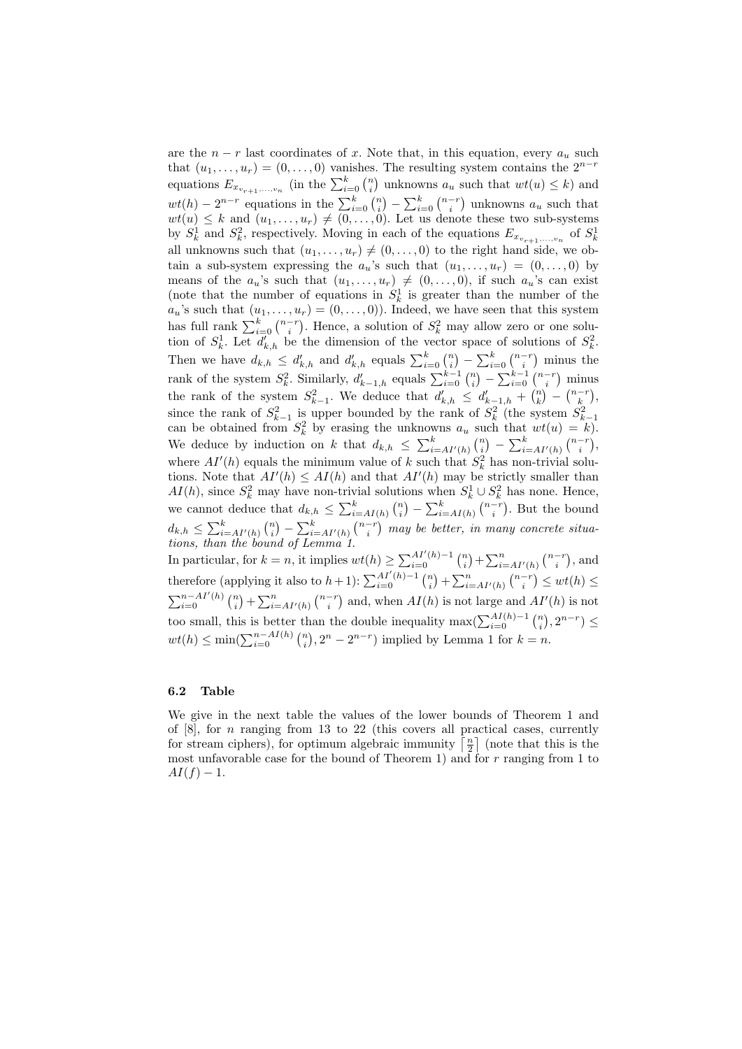are the $n-r$ last coordinates of $x$. Note that, in this equation, every $a_u$ such that $(u_1,\dots,u_r)=(0,\dots,0)$ vanishes. The resulting system contains the $2^{n-r}$ equations $E_{x_{v_{r+1},\dots,v_n}}$ (in the $\sum_{i=0}^{k}\binom{n}{i}$ unknowns $a_u$ such that $wt(u)\le k$) and $wt(h)-2^{n-r}$ equations in the $\sum_{i=0}^{k}\binom{n}{i}-\sum_{i=0}^{k}\binom{n-r}{i}$ unknowns $a_u$ such that $wt(u)\le k$ and $(u_1,\dots,u_r)\neq(0,\dots,0)$. Let us denote these two sub-systems by $S_k^1$ and $S_k^2$, respectively. Moving in each of the equations $E_{x_{v_{r+1},\dots,v_n}}$ of $S_k^1$ all unknowns such that $(u_1,\dots,u_r)\neq(0,\dots,0)$ to the right hand side, we obtain a sub-system expressing the $a_u$'s such that $(u_1,\dots,u_r)=(0,\dots,0)$ by means of the $a_u$'s such that $(u_1,\dots,u_r)\neq(0,\dots,0)$, if such $a_u$'s can exist (note that the number of equations in $S_k^1$ is greater than the number of the $a_u$'s such that $(u_1,\dots,u_r)=(0,\dots,0)$). Indeed, we have seen that this system has full rank $\sum_{i=0}^{k}\binom{n-r}{i}$. Hence, a solution of $S_k^2$ may allow zero or one solution of $S_k^1$. Let $d'_{k,h}$ be the dimension of the vector space of solutions of $S_k^2$. Then we have $d_{k,h}\le d'_{k,h}$ and $d'_{k,h}$ equals $\sum_{i=0}^{k}\binom{n}{i}-\sum_{i=0}^{k}\binom{n-r}{i}$ minus the rank of the system $S_k^2$. Similarly, $d'_{k-1,h}$ equals $\sum_{i=0}^{k-1}\binom{n}{i}-\sum_{i=0}^{k-1}\binom{n-r}{i}$ minus the rank of the system $S_{k-1}^2$. We deduce that $d'_{k,h}\le d'_{k-1,h}+\binom{n}{k}-\binom{n-r}{k}$, since the rank of $S_{k-1}^2$ is upper bounded by the rank of $S_k^2$ (the system $S_{k-1}^2$ can be obtained from $S_k^2$ by erasing the unknowns $a_u$ such that $wt(u)=k$). We deduce by induction on $k$ that $d_{k,h}\le\sum_{i=AI'(h)}^{k}\binom{n}{i}-\sum_{i=AI'(h)}^{k}\binom{n-r}{i}$, where $AI'(h)$ equals the minimum value of $k$ such that $S_k^2$ has non-trivial solutions. Note that $AI'(h)\le AI(h)$ and that $AI'(h)$ may be strictly smaller than $AI(h)$, since $S_k^2$ may have non-trivial solutions when $S_k^1\cup S_k^2$ has none. Hence, we cannot deduce that $d_{k,h}\le\sum_{i=AI(h)}^{k}\binom{n}{i}-\sum_{i=AI(h)}^{k}\binom{n-r}{i}$. But the bound $d_{k,h}\le\sum_{i=AI'(h)}^{k}\binom{n}{i}-\sum_{i=AI'(h)}^{k}\binom{n-r}{i}$ *may be better, in many concrete situations, than the bound of Lemma 1.*

In particular, for $k=n$, it implies $wt(h)\ge\sum_{i=0}^{AI'(h)-1}\binom{n}{i}+\sum_{i=AI'(h)}^{n}\binom{n-r}{i}$, and therefore (applying it also to $h+1$): $\sum_{i=0}^{AI'(h)-1}\binom{n}{i}+\sum_{i=AI'(h)}^{n}\binom{n-r}{i}\le wt(h)\le\sum_{i=0}^{n-AI'(h)}\binom{n}{i}+\sum_{i=AI'(h)}^{n}\binom{n-r}{i}$ and, when $AI(h)$ is not large and $AI'(h)$ is not too small, this is better than the double inequality $\max(\sum_{i=0}^{AI(h)-1}\binom{n}{i},2^{n-r})\le wt(h)\le\min(\sum_{i=0}^{n-AI(h)}\binom{n}{i},2^n-2^{n-r})$ implied by Lemma 1 for $k=n$.

### 6.2 Table

We give in the next table the values of the lower bounds of Theorem 1 and of [8], for $n$ ranging from 13 to 22 (this covers all practical cases, currently for stream ciphers), for optimum algebraic immunity $\lceil\frac{n}{2}\rceil$ (note that this is the most unfavorable case for the bound of Theorem 1) and for $r$ ranging from 1 to $AI(f)-1$.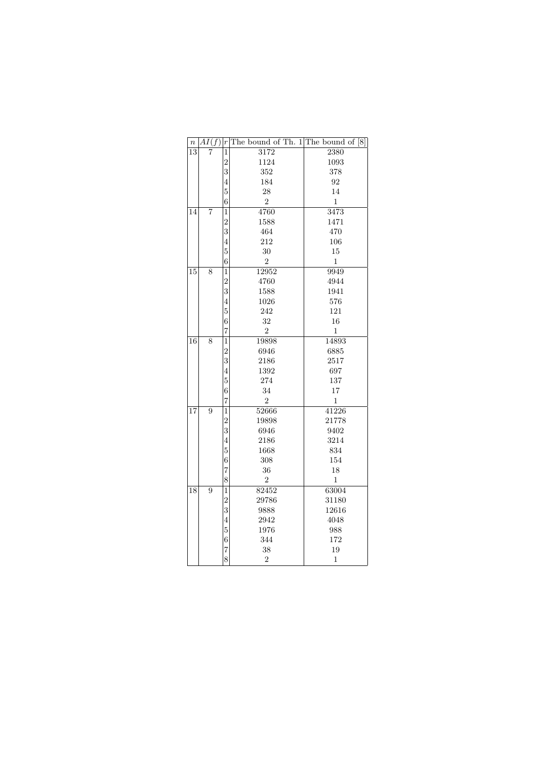| $n$ | $AI(f)$ | $r$ | The bound of Th. 1 | The bound of [8] |
|---|---|---|---|---|
| 13 | 7 | 1 | 3172 | 2380 |
| | | 2 | 1124 | 1093 |
| | | 3 | 352 | 378 |
| | | 4 | 184 | 92 |
| | | 5 | 28 | 14 |
| | | 6 | 2 | 1 |
| 14 | 7 | 1 | 4760 | 3473 |
| | | 2 | 1588 | 1471 |
| | | 3 | 464 | 470 |
| | | 4 | 212 | 106 |
| | | 5 | 30 | 15 |
| | | 6 | 2 | 1 |
| 15 | 8 | 1 | 12952 | 9949 |
| | | 2 | 4760 | 4944 |
| | | 3 | 1588 | 1941 |
| | | 4 | 1026 | 576 |
| | | 5 | 242 | 121 |
| | | 6 | 32 | 16 |
| | | 7 | 2 | 1 |
| 16 | 8 | 1 | 19898 | 14893 |
| | | 2 | 6946 | 6885 |
| | | 3 | 2186 | 2517 |
| | | 4 | 1392 | 697 |
| | | 5 | 274 | 137 |
| | | 6 | 34 | 17 |
| | | 7 | 2 | 1 |
| 17 | 9 | 1 | 52666 | 41226 |
| | | 2 | 19898 | 21778 |
| | | 3 | 6946 | 9402 |
| | | 4 | 2186 | 3214 |
| | | 5 | 1668 | 834 |
| | | 6 | 308 | 154 |
| | | 7 | 36 | 18 |
| | | 8 | 2 | 1 |
| 18 | 9 | 1 | 82452 | 63004 |
| | | 2 | 29786 | 31180 |
| | | 3 | 9888 | 12616 |
| | | 4 | 2942 | 4048 |
| | | 5 | 1976 | 988 |
| | | 6 | 344 | 172 |
| | | 7 | 38 | 19 |
| | | 8 | 2 | 1 |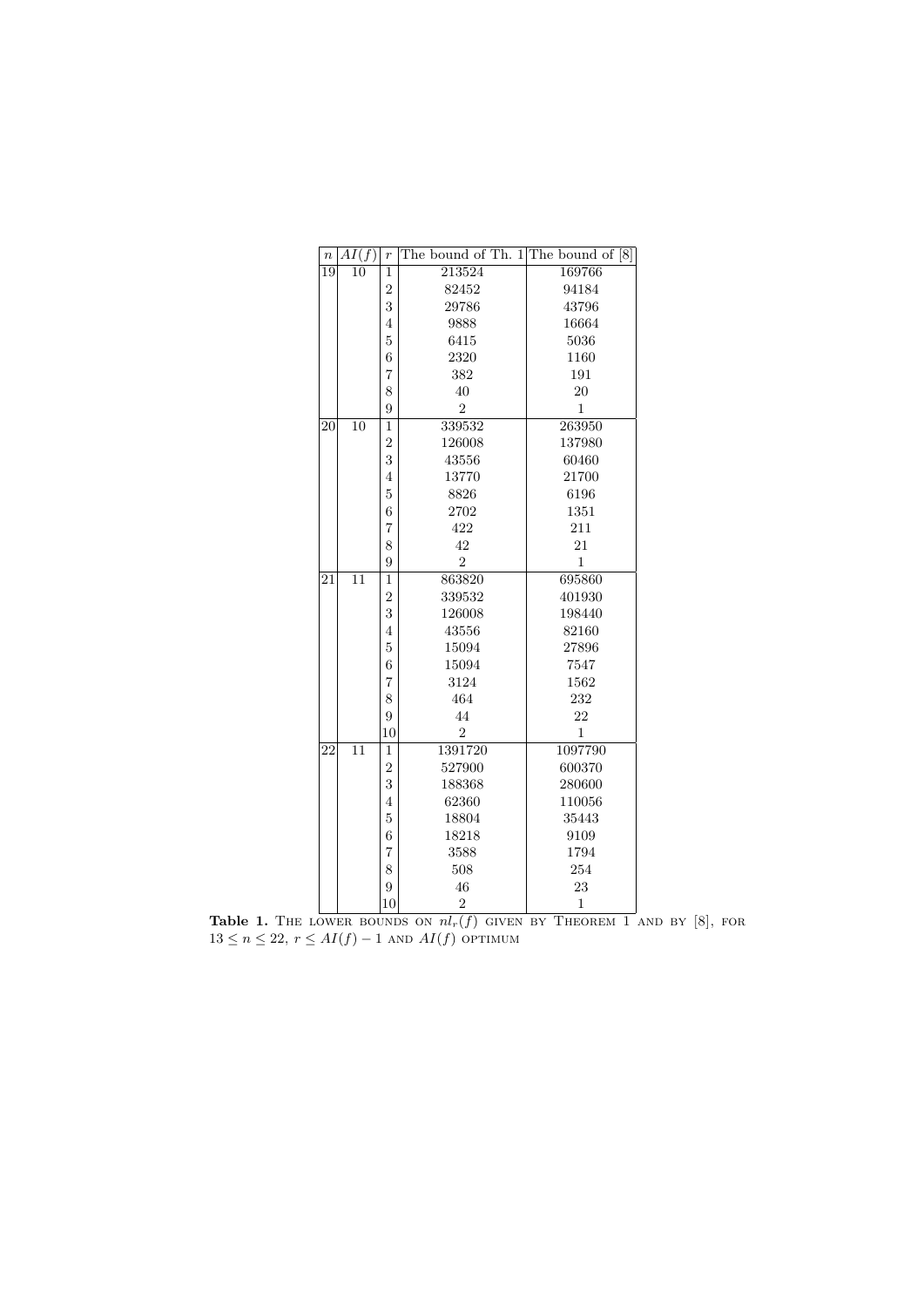| $n$ | $AI(f)$ | $r$ | The bound of Th. 1 | The bound of [8] |
|---|---|---|---|---|
| 19 | 10 | 1 | 213524 | 169766 |
| | | 2 | 82452 | 94184 |
| | | 3 | 29786 | 43796 |
| | | 4 | 9888 | 16664 |
| | | 5 | 6415 | 5036 |
| | | 6 | 2320 | 1160 |
| | | 7 | 382 | 191 |
| | | 8 | 40 | 20 |
| | | 9 | 2 | 1 |
| 20 | 10 | 1 | 339532 | 263950 |
| | | 2 | 126008 | 137980 |
| | | 3 | 43556 | 60460 |
| | | 4 | 13770 | 21700 |
| | | 5 | 8826 | 6196 |
| | | 6 | 2702 | 1351 |
| | | 7 | 422 | 211 |
| | | 8 | 42 | 21 |
| | | 9 | 2 | 1 |
| 21 | 11 | 1 | 863820 | 695860 |
| | | 2 | 339532 | 401930 |
| | | 3 | 126008 | 198440 |
| | | 4 | 43556 | 82160 |
| | | 5 | 15094 | 27896 |
| | | 6 | 15094 | 7547 |
| | | 7 | 3124 | 1562 |
| | | 8 | 464 | 232 |
| | | 9 | 44 | 22 |
| | | 10 | 2 | 1 |
| 22 | 11 | 1 | 1391720 | 1097790 |
| | | 2 | 527900 | 600370 |
| | | 3 | 188368 | 280600 |
| | | 4 | 62360 | 110056 |
| | | 5 | 18804 | 35443 |
| | | 6 | 18218 | 9109 |
| | | 7 | 3588 | 1794 |
| | | 8 | 508 | 254 |
| | | 9 | 46 | 23 |
| | | 10 | 2 | 1 |

**Table 1.** THE LOWER BOUNDS ON $nl_r(f)$ GIVEN BY THEOREM 1 AND BY [8], FOR $13 \le n \le 22$, $r \le AI(f) - 1$ AND $AI(f)$ OPTIMUM